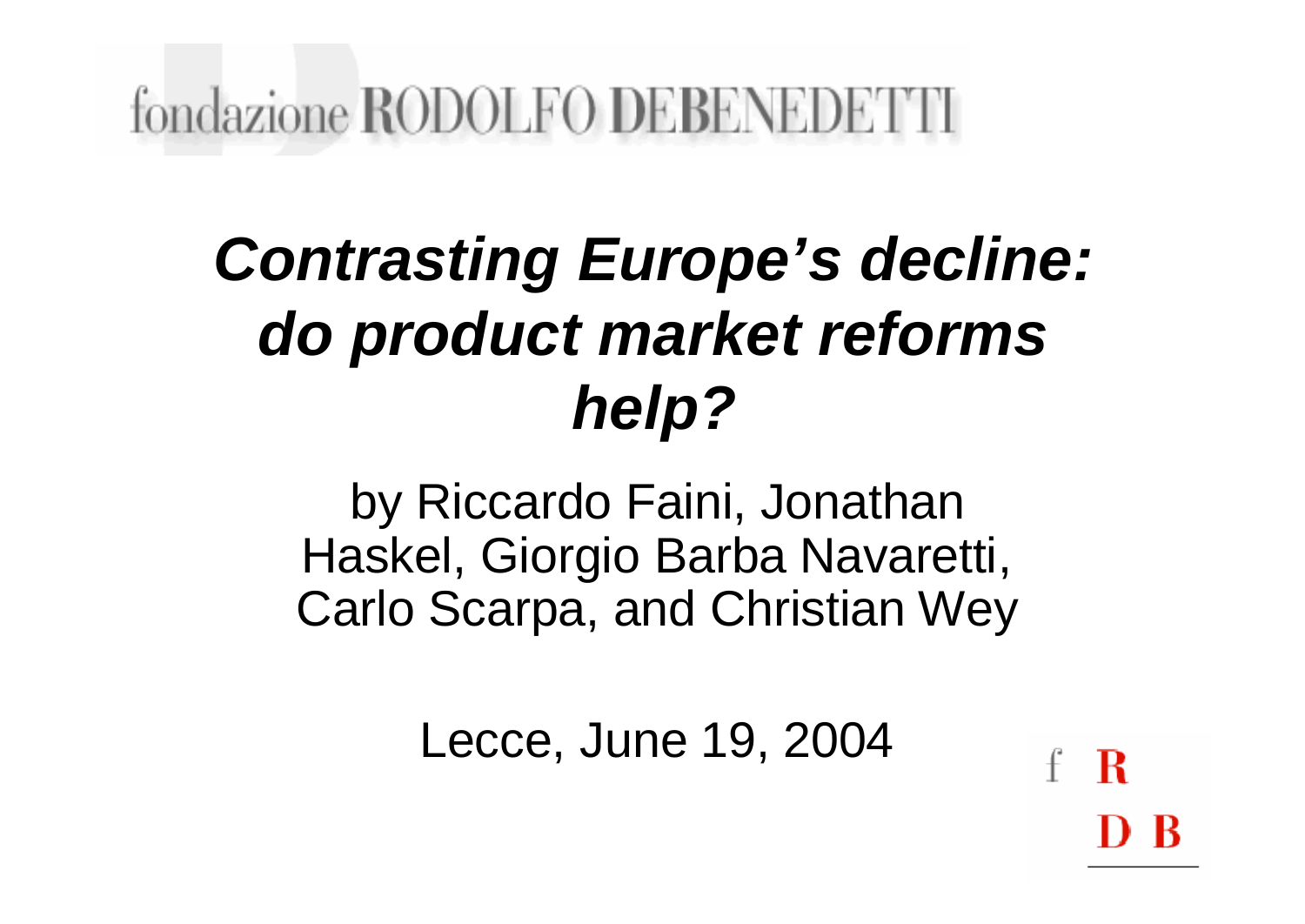fondazione RODOLFO DEBENEDETTI

# *Contrasting Europe's decline: do product market reforms help?*

by Riccardo Faini, Jonathan Haskel, Giorgio Barba Navaretti, Carlo Scarpa, and Christian Wey

Lecce, June 19, 2004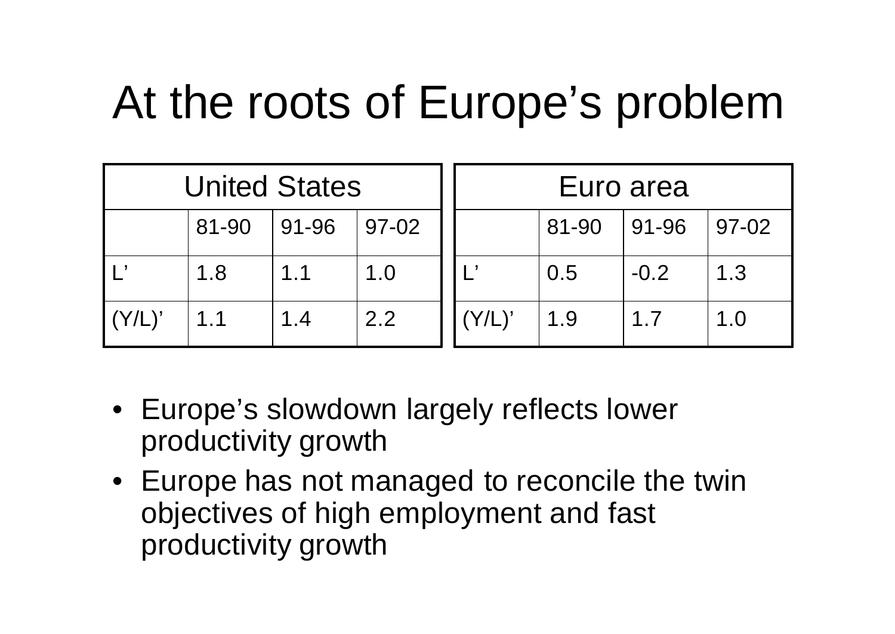# At the roots of Europe's problem

| United States | | | |
|---|---|---|---|
| | 81-90 | 91-96 | 97-02 |
| L' | 1.8 | 1.1 | 1.0 |
| (Y/L)' | 1.1 | 1.4 | 2.2 |

| Euro area | | | |
|---|---|---|---|
| | 81-90 | 91-96 | 97-02 |
| L' | 0.5 | -0.2 | 1.3 |
| (Y/L)' | 1.9 | 1.7 | 1.0 |

- Europe's slowdown largely reflects lower productivity growth
- Europe has not managed to reconcile the twin objectives of high employment and fast productivity growth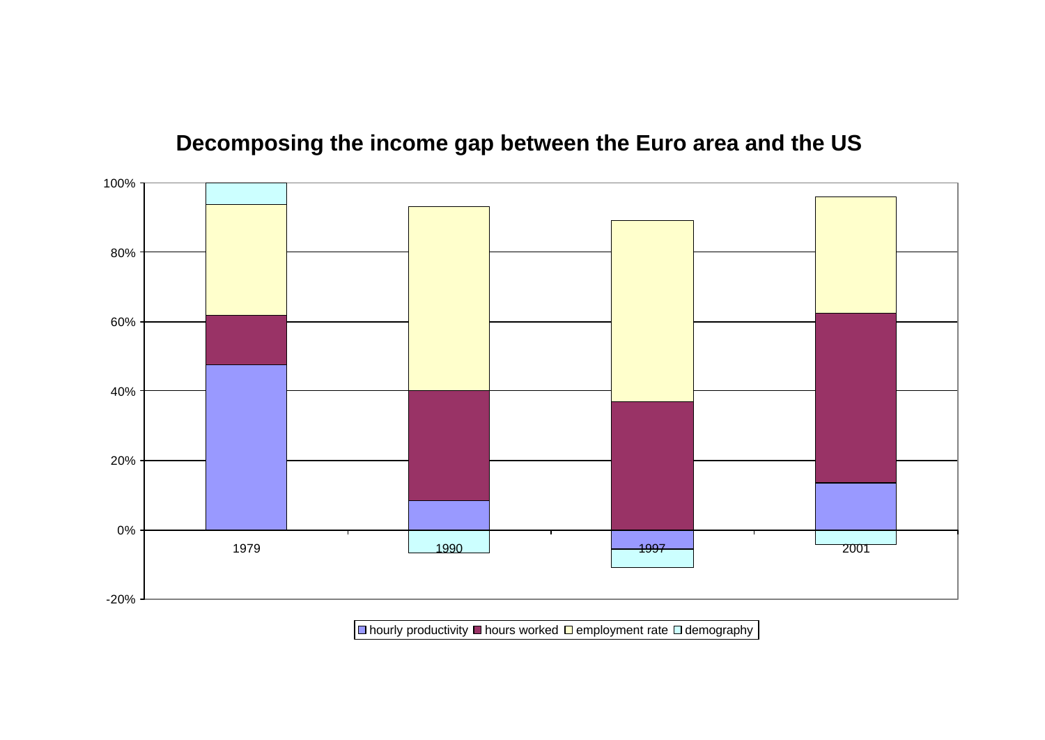## Decomposing the income gap between the Euro area and the US

100%
80%
60%
40%
20%
0%
-20%

1979
1990
1997
2001

hourly productivity
hours worked
employment rate
demography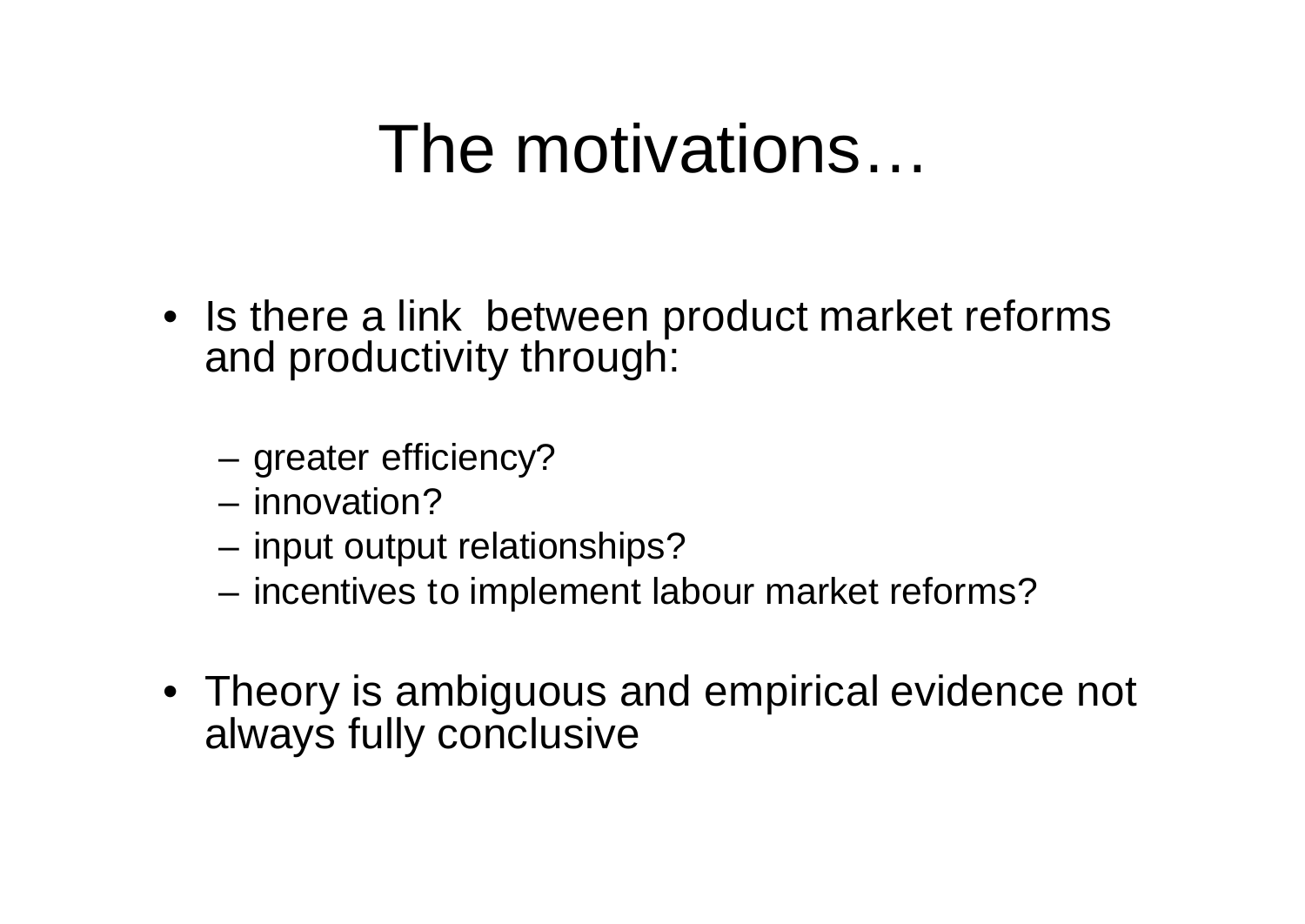# The motivations…

- Is there a link between product market reforms and productivity through:
  - greater efficiency?
  - innovation?
  - input output relationships?
  - incentives to implement labour market reforms?
- Theory is ambiguous and empirical evidence not always fully conclusive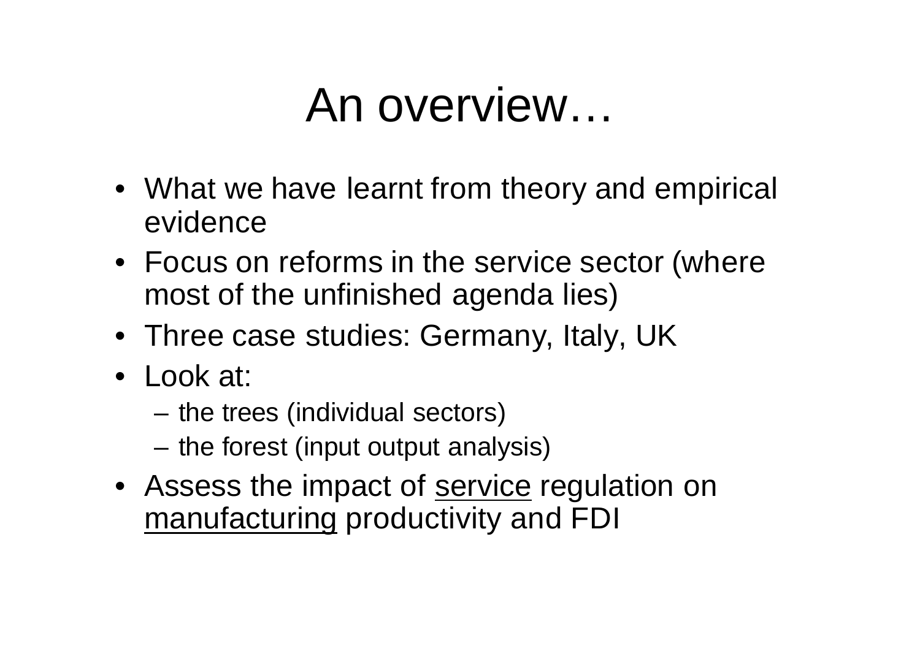# An overview…

- What we have learnt from theory and empirical evidence
- Focus on reforms in the service sector (where most of the unfinished agenda lies)
- Three case studies: Germany, Italy, UK
- Look at:
  - the trees (individual sectors)
  - the forest (input output analysis)
- Assess the impact of <u>service</u> regulation on <u>manufacturing</u> productivity and FDI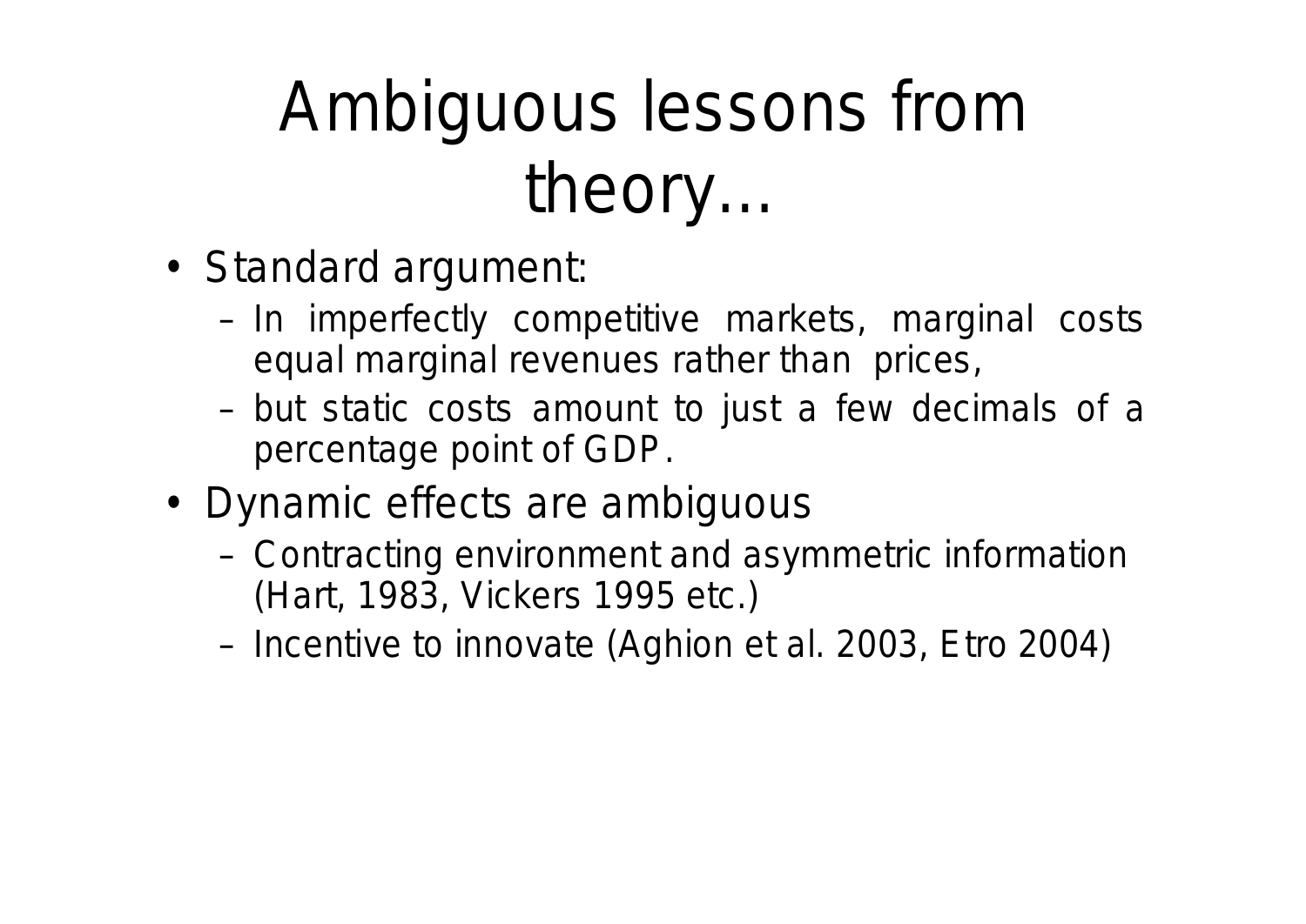# Ambiguous lessons from theory…

- Standard argument:
  - In imperfectly competitive markets, marginal costs equal marginal revenues rather than prices,
  - but static costs amount to just a few decimals of a percentage point of GDP.
- Dynamic effects are ambiguous
  - Contracting environment and asymmetric information (Hart, 1983, Vickers 1995 etc.)
  - Incentive to innovate (Aghion et al. 2003, Etro 2004)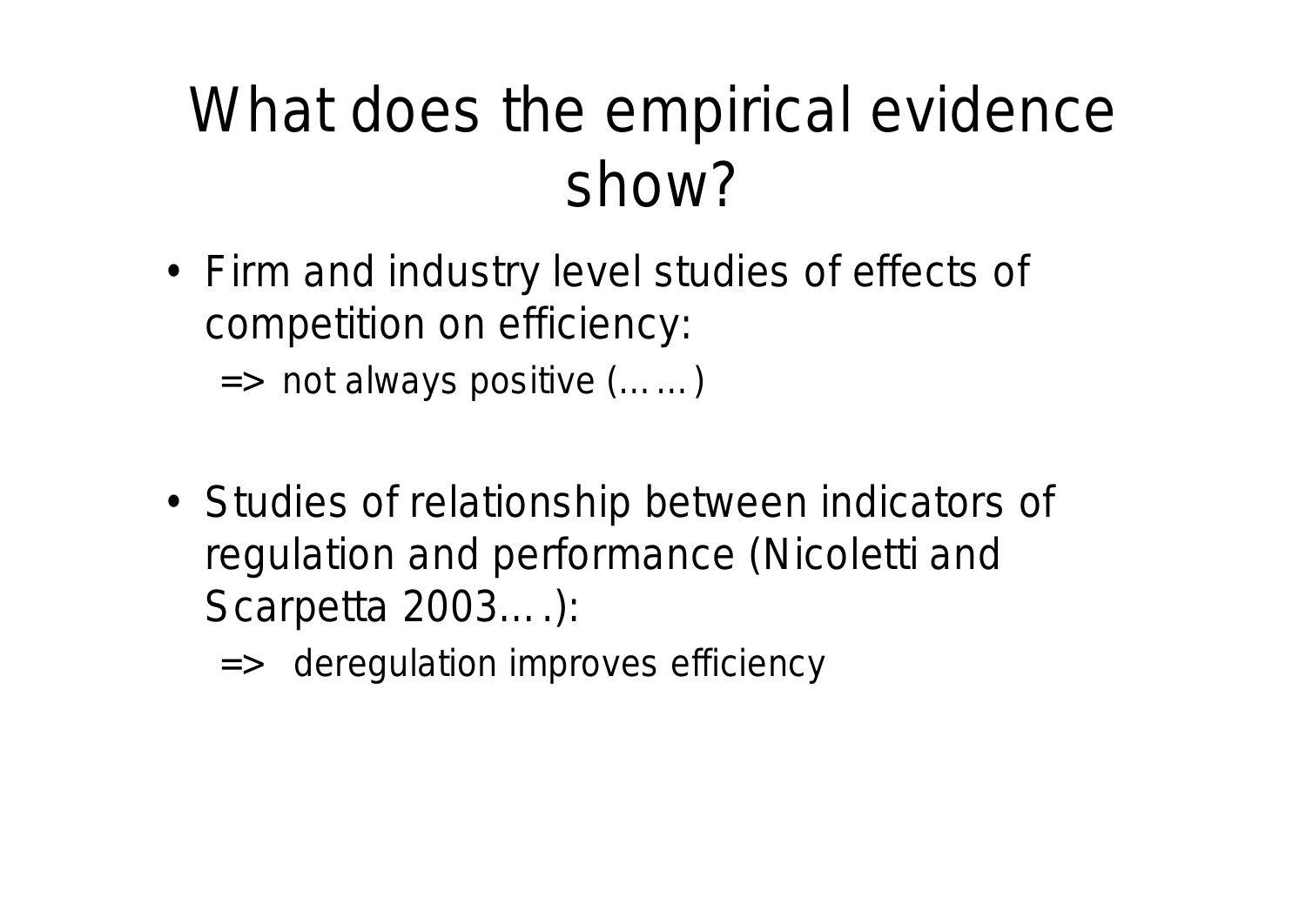# What does the empirical evidence show?

- Firm and industry level studies of effects of competition on efficiency:
  - => not always positive (……)

- Studies of relationship between indicators of regulation and performance (Nicoletti and Scarpetta 2003….):
  - => deregulation improves efficiency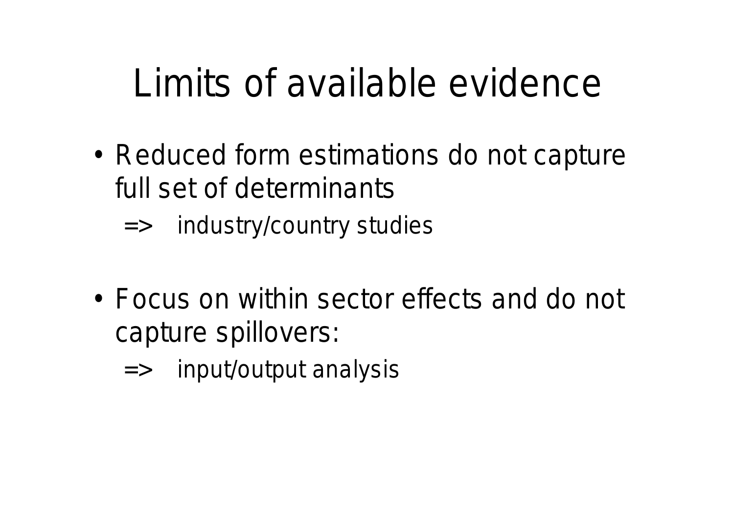# Limits of available evidence

- Reduced form estimations do not capture full set of determinants
  - => industry/country studies

- Focus on within sector effects and do not capture spillovers:
  - => input/output analysis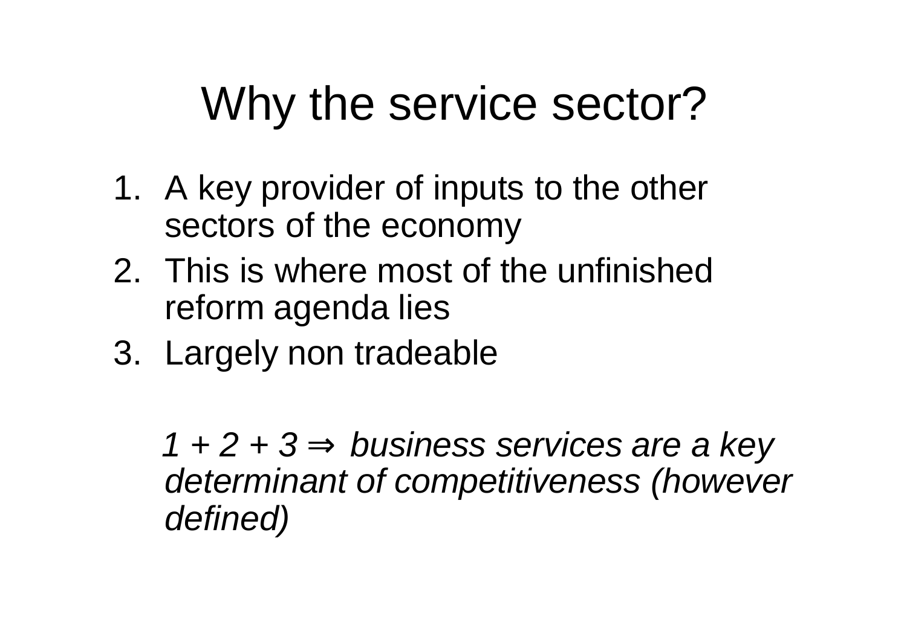# Why the service sector?

1. A key provider of inputs to the other sectors of the economy
2. This is where most of the unfinished reform agenda lies
3. Largely non tradeable

*1 + 2 + 3 ⇒ business services are a key determinant of competitiveness (however defined)*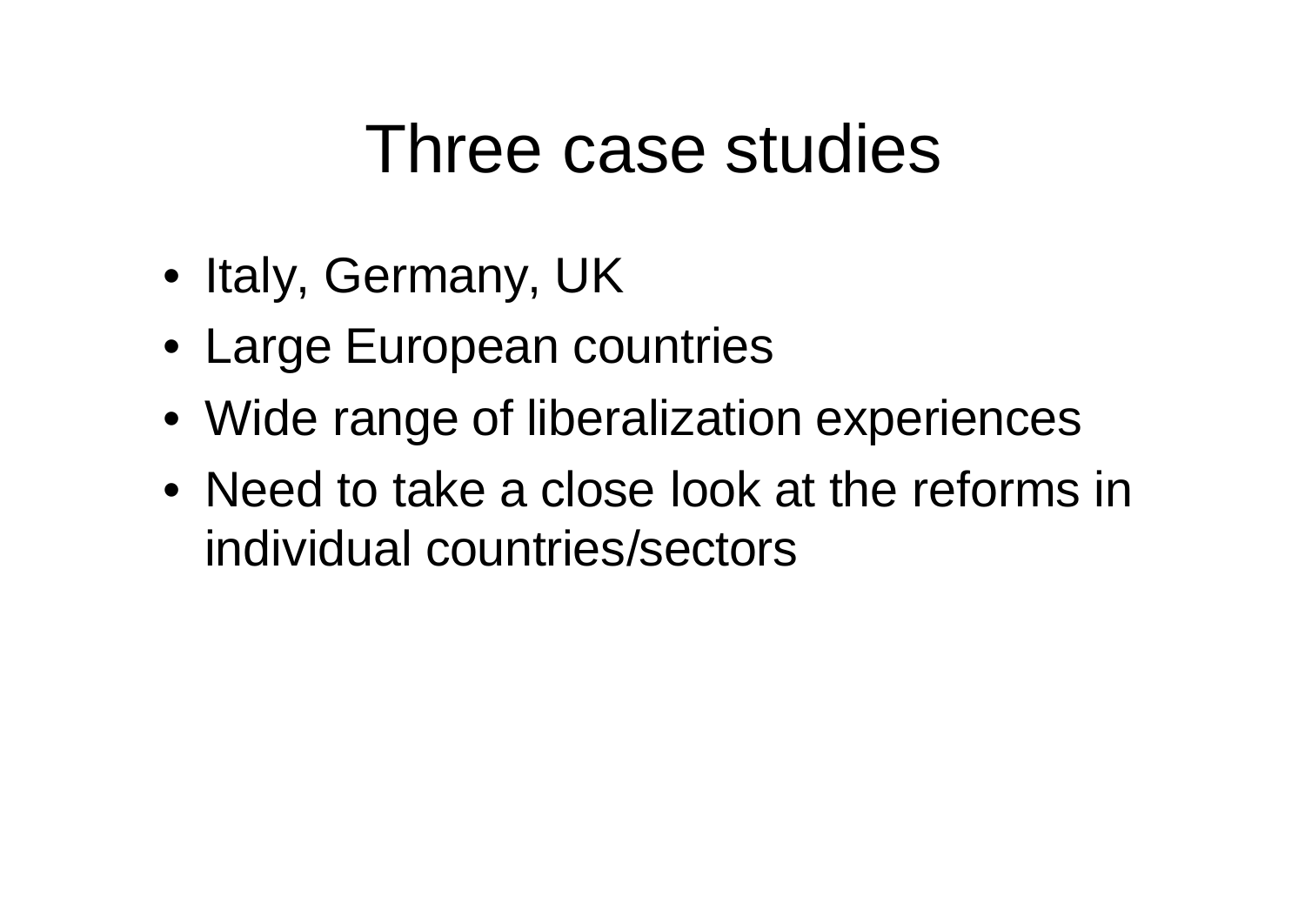# Three case studies

- Italy, Germany, UK
- Large European countries
- Wide range of liberalization experiences
- Need to take a close look at the reforms in individual countries/sectors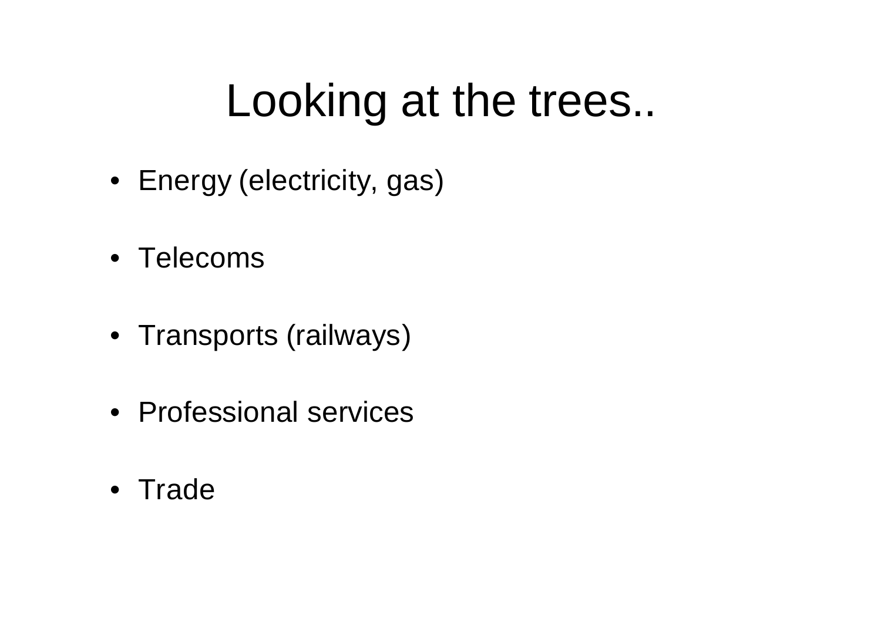# Looking at the trees..

- Energy (electricity, gas)
- Telecoms
- Transports (railways)
- Professional services
- Trade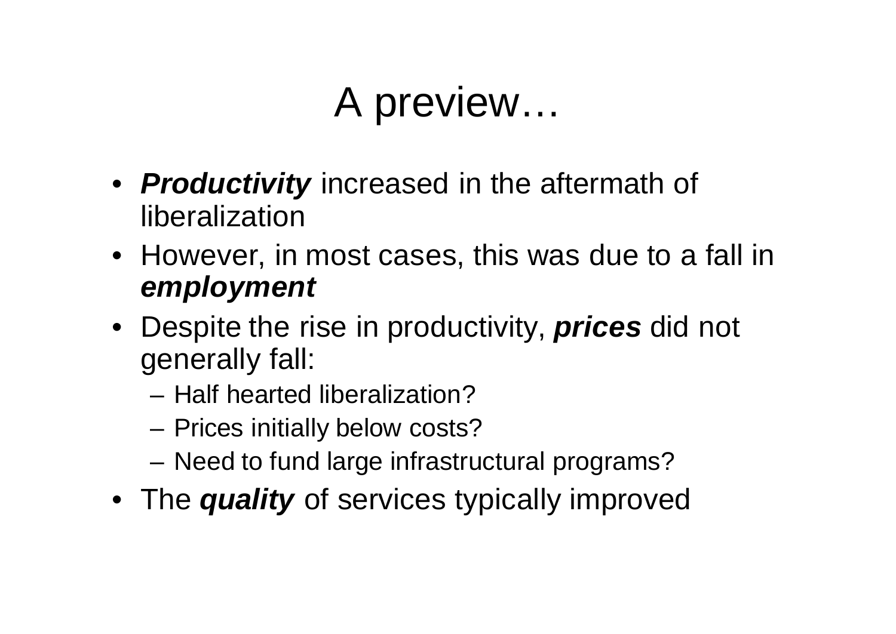# A preview…

- ***Productivity*** increased in the aftermath of liberalization
- However, in most cases, this was due to a fall in ***employment***
- Despite the rise in productivity, ***prices*** did not generally fall:
  - Half hearted liberalization?
  - Prices initially below costs?
  - Need to fund large infrastructural programs?
- The ***quality*** of services typically improved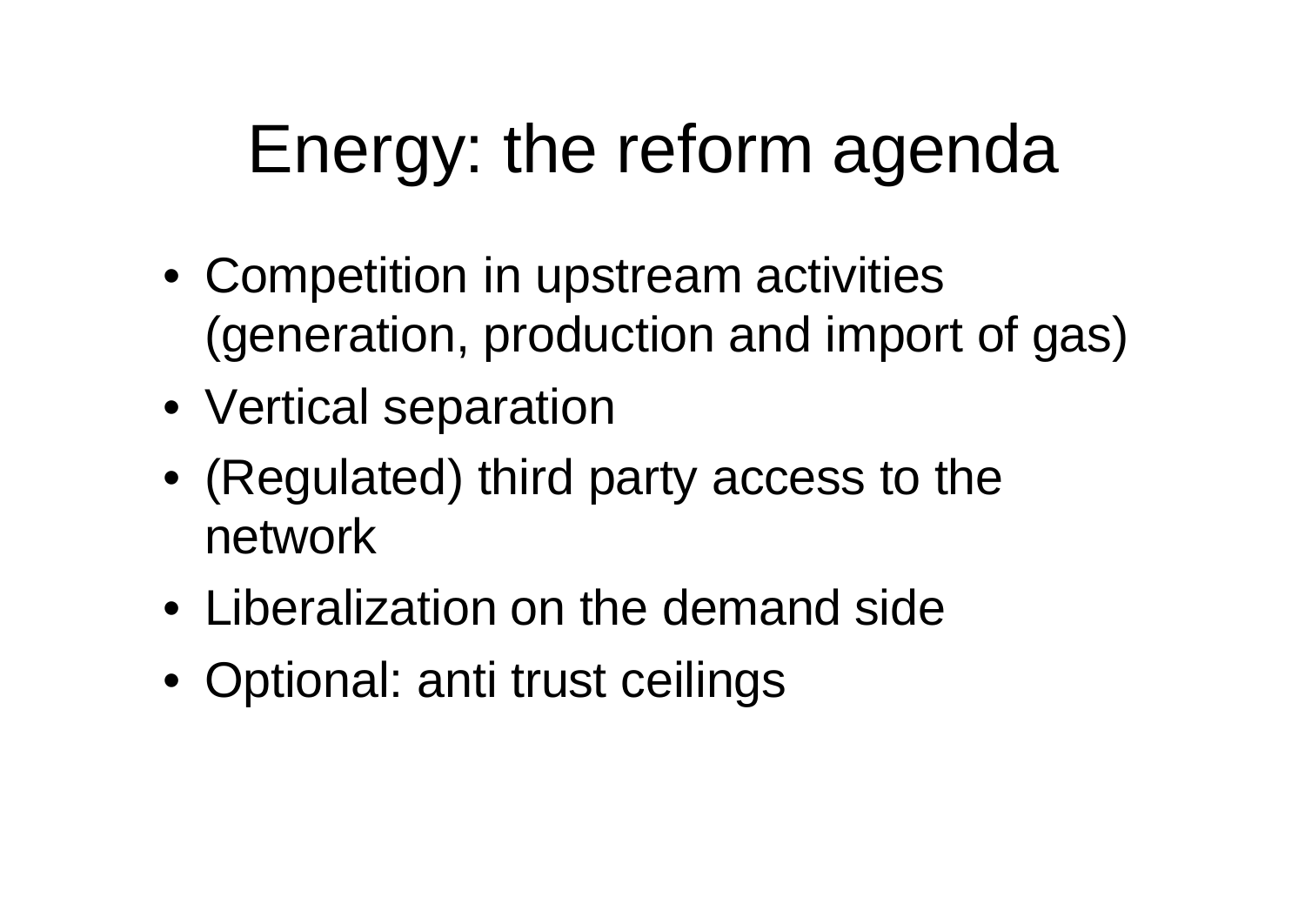# Energy: the reform agenda

- Competition in upstream activities (generation, production and import of gas)
- Vertical separation
- (Regulated) third party access to the network
- Liberalization on the demand side
- Optional: anti trust ceilings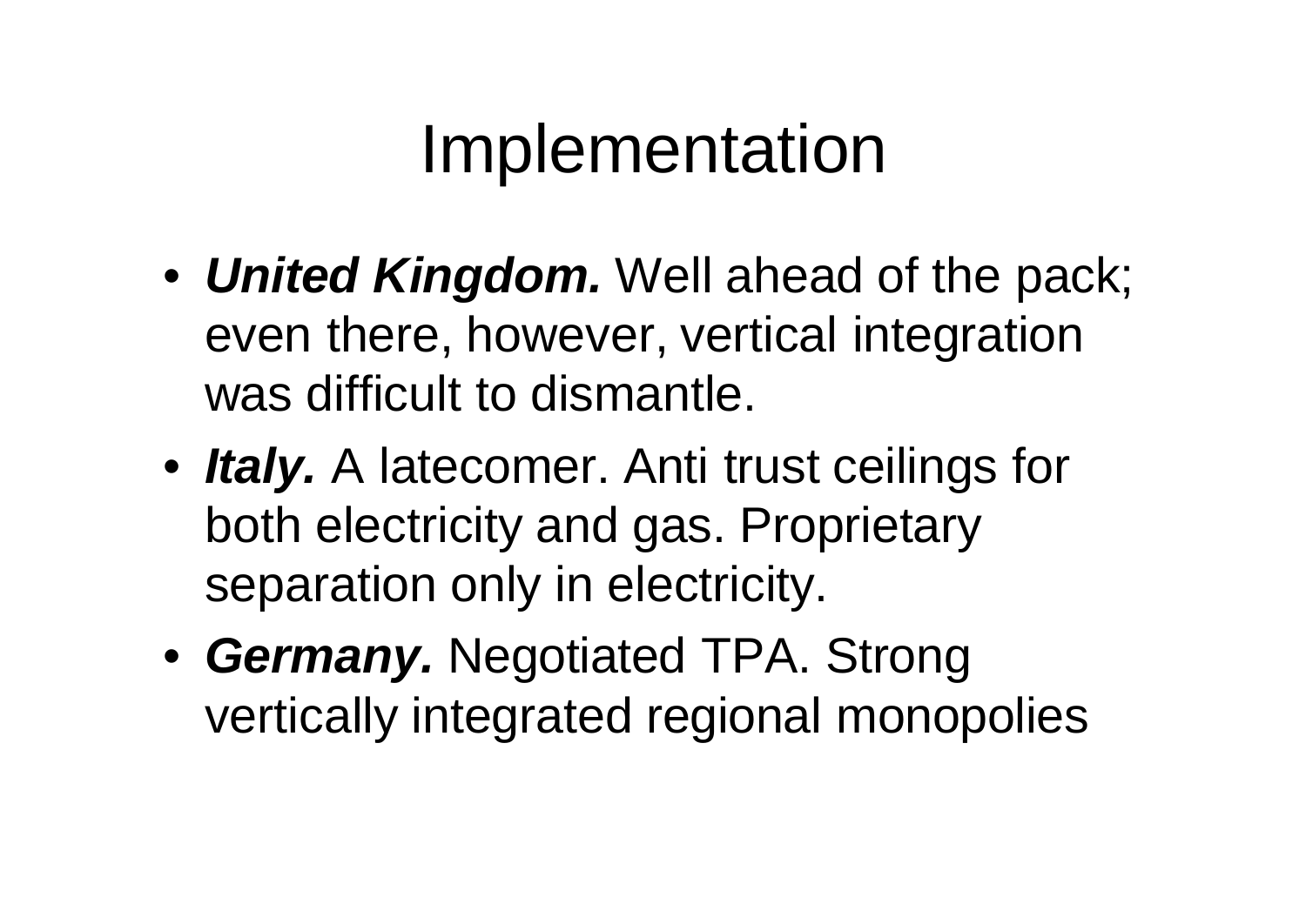# Implementation

- ***United Kingdom.*** Well ahead of the pack; even there, however, vertical integration was difficult to dismantle.
- ***Italy.*** A latecomer. Anti trust ceilings for both electricity and gas. Proprietary separation only in electricity.
- ***Germany.*** Negotiated TPA. Strong vertically integrated regional monopolies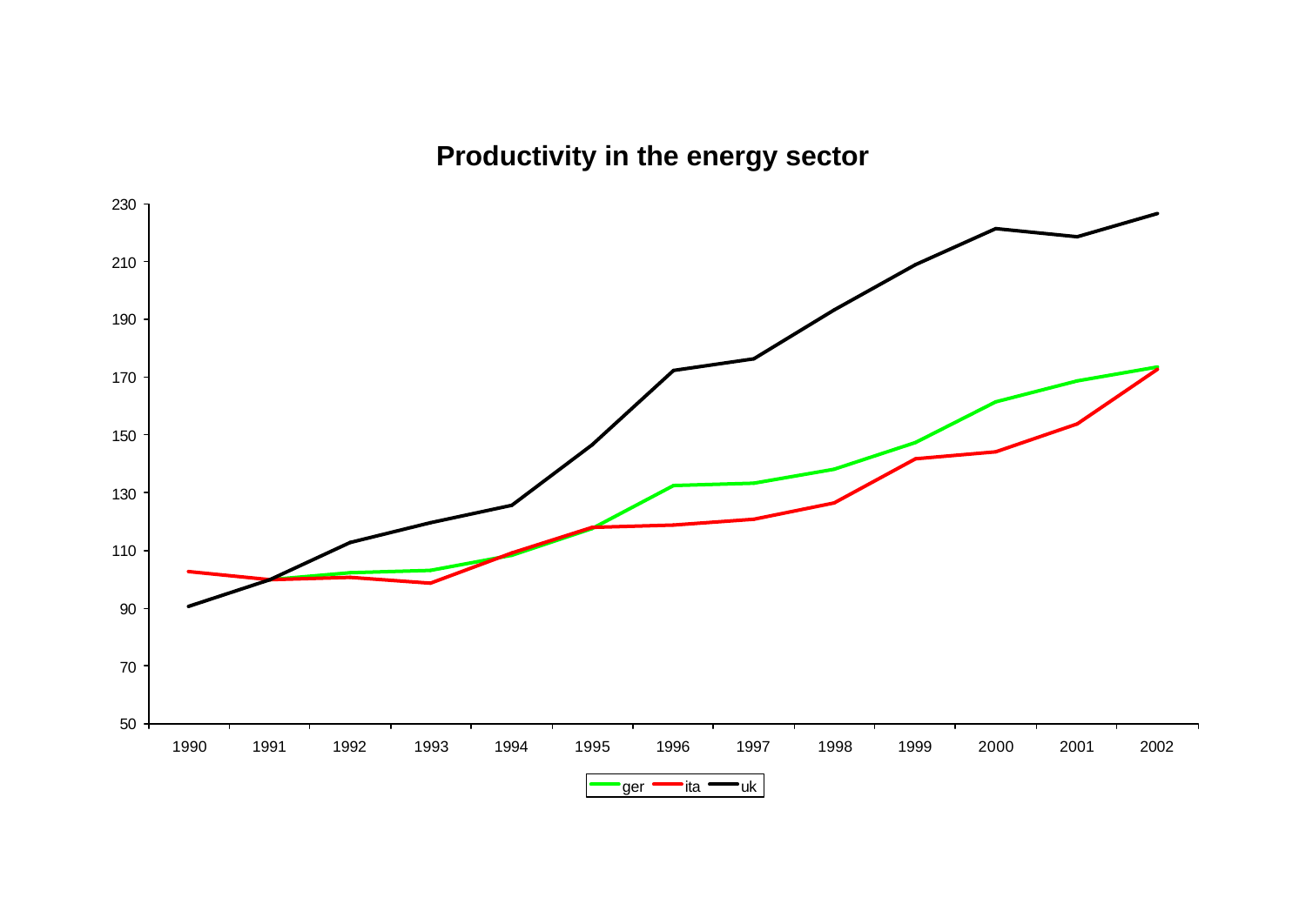**Productivity in the energy sector**

230
210
190
170
150
130
110
90
70
50

1990 1991 1992 1993 1994 1995 1996 1997 1998 1999 2000 2001 2002

ger ita uk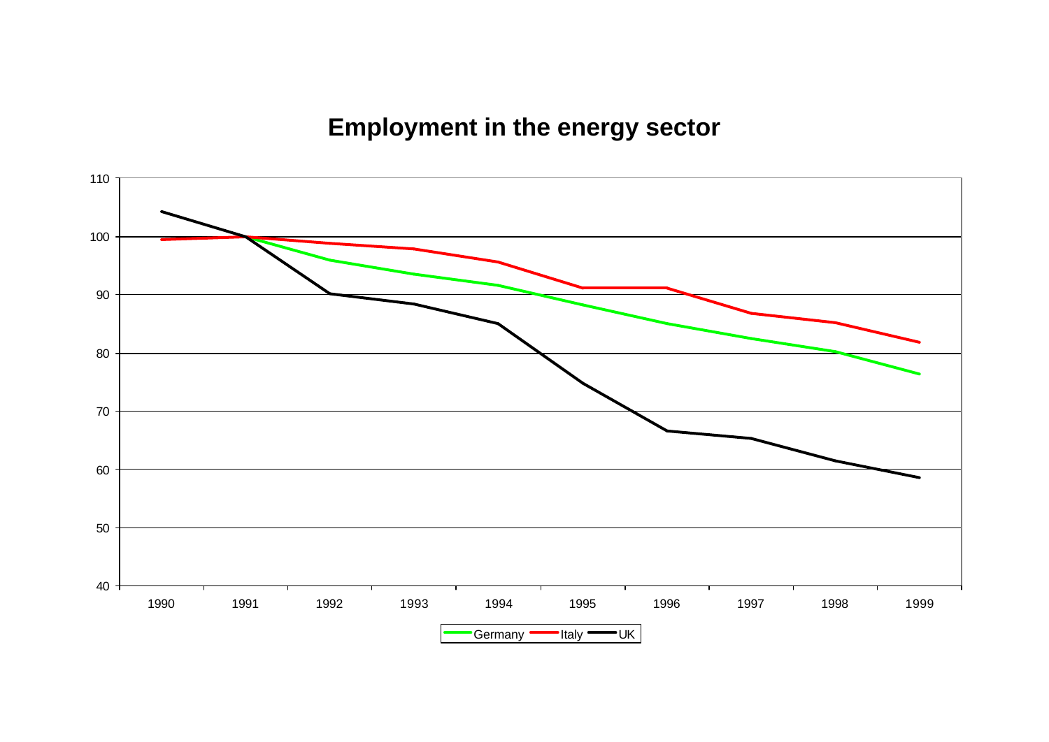# Employment in the energy sector

110
100
90
80
70
60
50
40

1990 1991 1992 1993 1994 1995 1996 1997 1998 1999

Germany Italy UK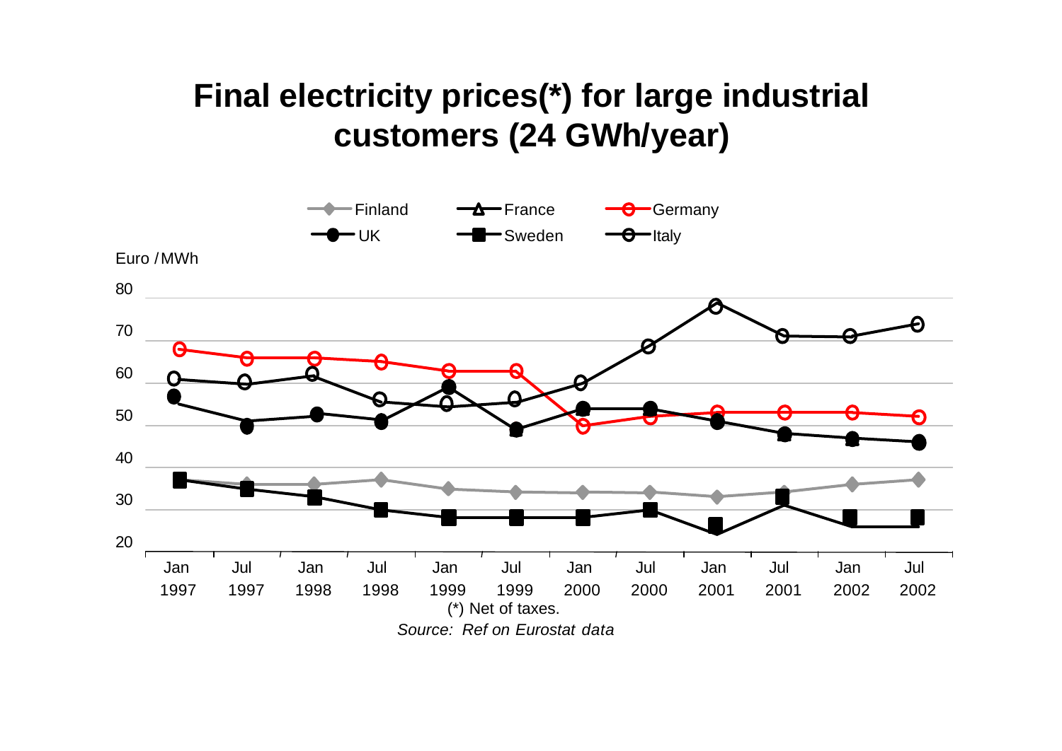# Final electricity prices(*) for large industrial customers (24 GWh/year)

Finland
France
Germany
UK
Sweden
Italy

Euro / MWh

80
70
60
50
40
30
20

Jan 1997
Jul 1997
Jan 1998
Jul 1998
Jan 1999
Jul 1999
Jan 2000
Jul 2000
Jan 2001
Jul 2001
Jan 2002
Jul 2002

(*) Net of taxes.

*Source: Ref on Eurostat data*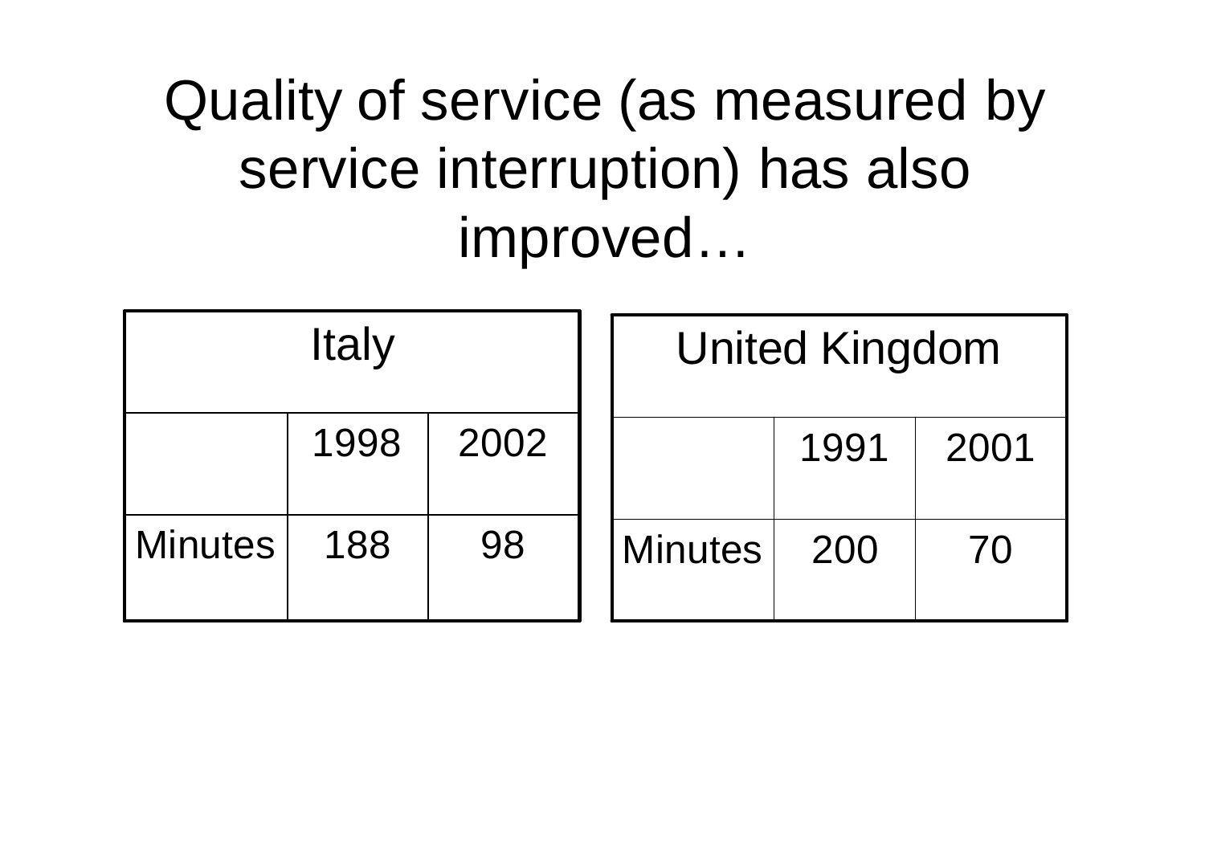# Quality of service (as measured by service interruption) has also improved…

| Italy | | |
|---|---|---|
| | 1998 | 2002 |
| Minutes | 188 | 98 |

| United Kingdom | | |
|---|---|---|
| | 1991 | 2001 |
| Minutes | 200 | 70 |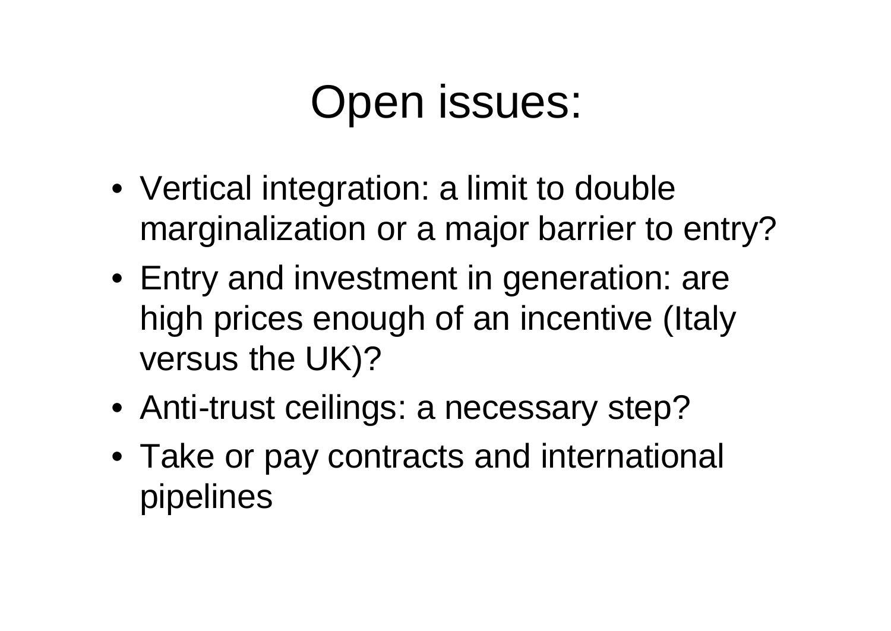# Open issues:

- Vertical integration: a limit to double marginalization or a major barrier to entry?
- Entry and investment in generation: are high prices enough of an incentive (Italy versus the UK)?
- Anti-trust ceilings: a necessary step?
- Take or pay contracts and international pipelines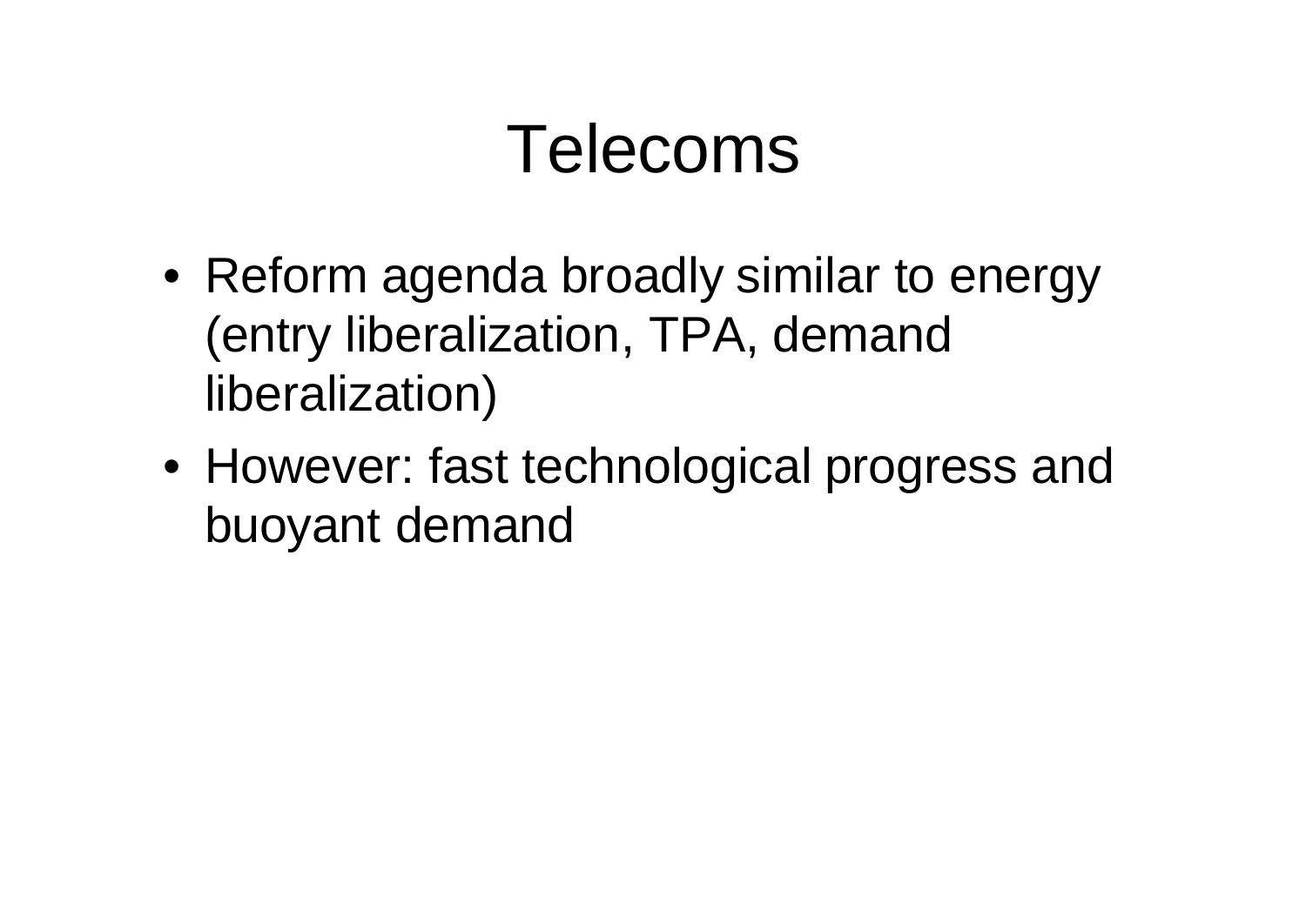# Telecoms

- Reform agenda broadly similar to energy (entry liberalization, TPA, demand liberalization)
- However: fast technological progress and buoyant demand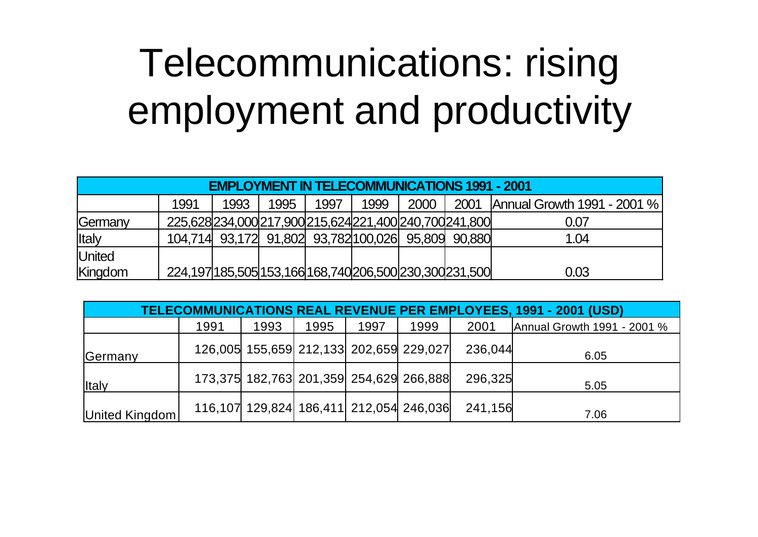# Telecommunications: rising employment and productivity

| EMPLOYMENT IN TELECOMMUNICATIONS 1991 - 2001 | | | | | | | | |
|---|---|---|---|---|---|---|---|---|
| | 1991 | 1993 | 1995 | 1997 | 1999 | 2000 | 2001 | Annual Growth 1991 - 2001 % |
| Germany | 225,628 | 234,000 | 217,900 | 215,624 | 221,400 | 240,700 | 241,800 | 0.07 |
| Italy | 104,714 | 93,172 | 91,802 | 93,782 | 100,026 | 95,809 | 90,880 | 1.04 |
| United Kingdom | 224,197 | 185,505 | 153,166 | 168,740 | 206,500 | 230,300 | 231,500 | 0.03 |

| TELECOMMUNICATIONS REAL REVENUE PER EMPLOYEES, 1991 - 2001 (USD) | | | | | | | |
|---|---|---|---|---|---|---|---|
| | 1991 | 1993 | 1995 | 1997 | 1999 | 2001 | Annual Growth 1991 - 2001 % |
| Germany | 126,005 | 155,659 | 212,133 | 202,659 | 229,027 | 236,044 | 6.05 |
| Italy | 173,375 | 182,763 | 201,359 | 254,629 | 266,888 | 296,325 | 5.05 |
| United Kingdom | 116,107 | 129,824 | 186,411 | 212,054 | 246,036 | 241,156 | 7.06 |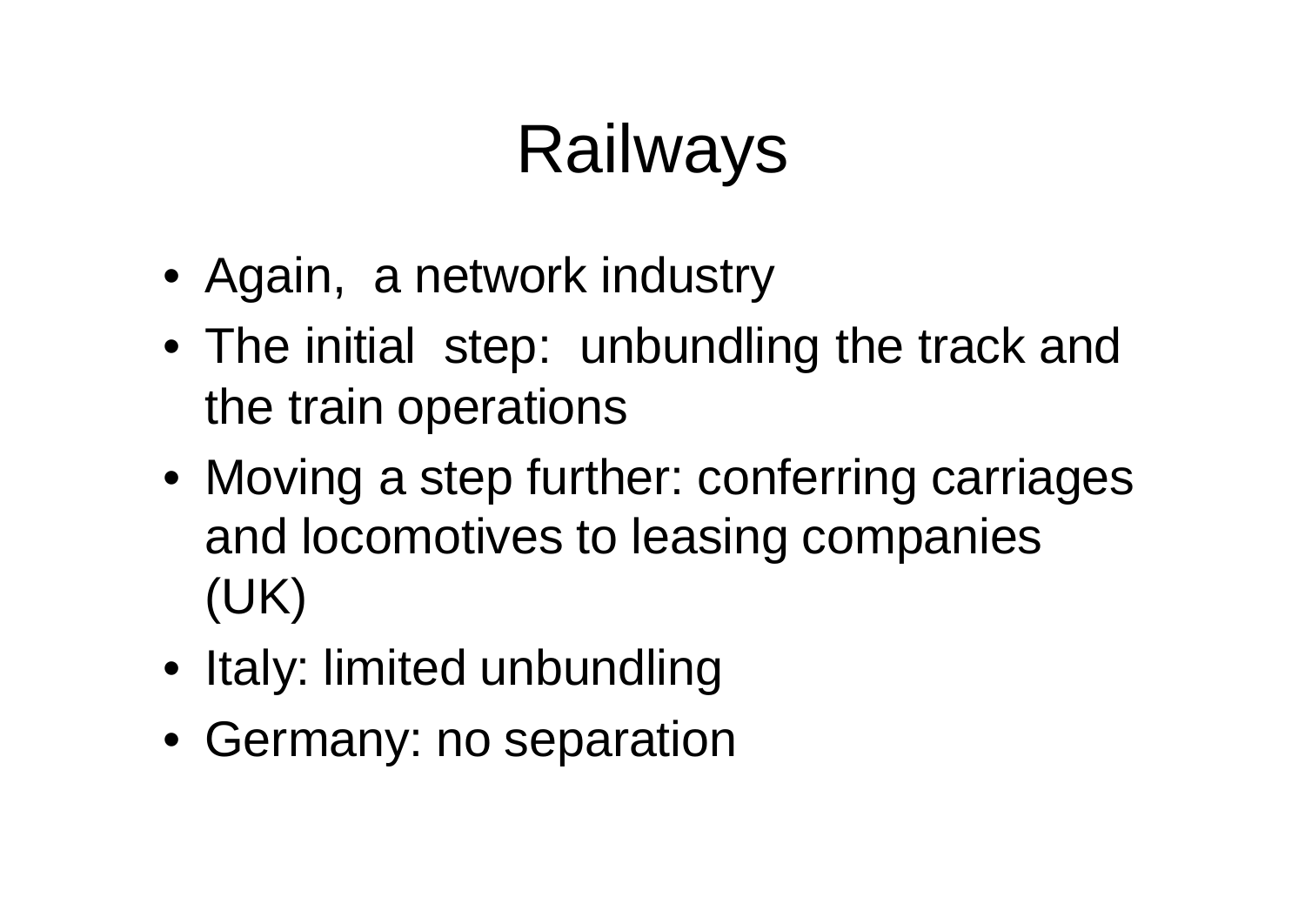# Railways

- Again,  a network industry
- The initial  step:  unbundling the track and the train operations
- Moving a step further: conferring carriages and locomotives to leasing companies (UK)
- Italy: limited unbundling
- Germany: no separation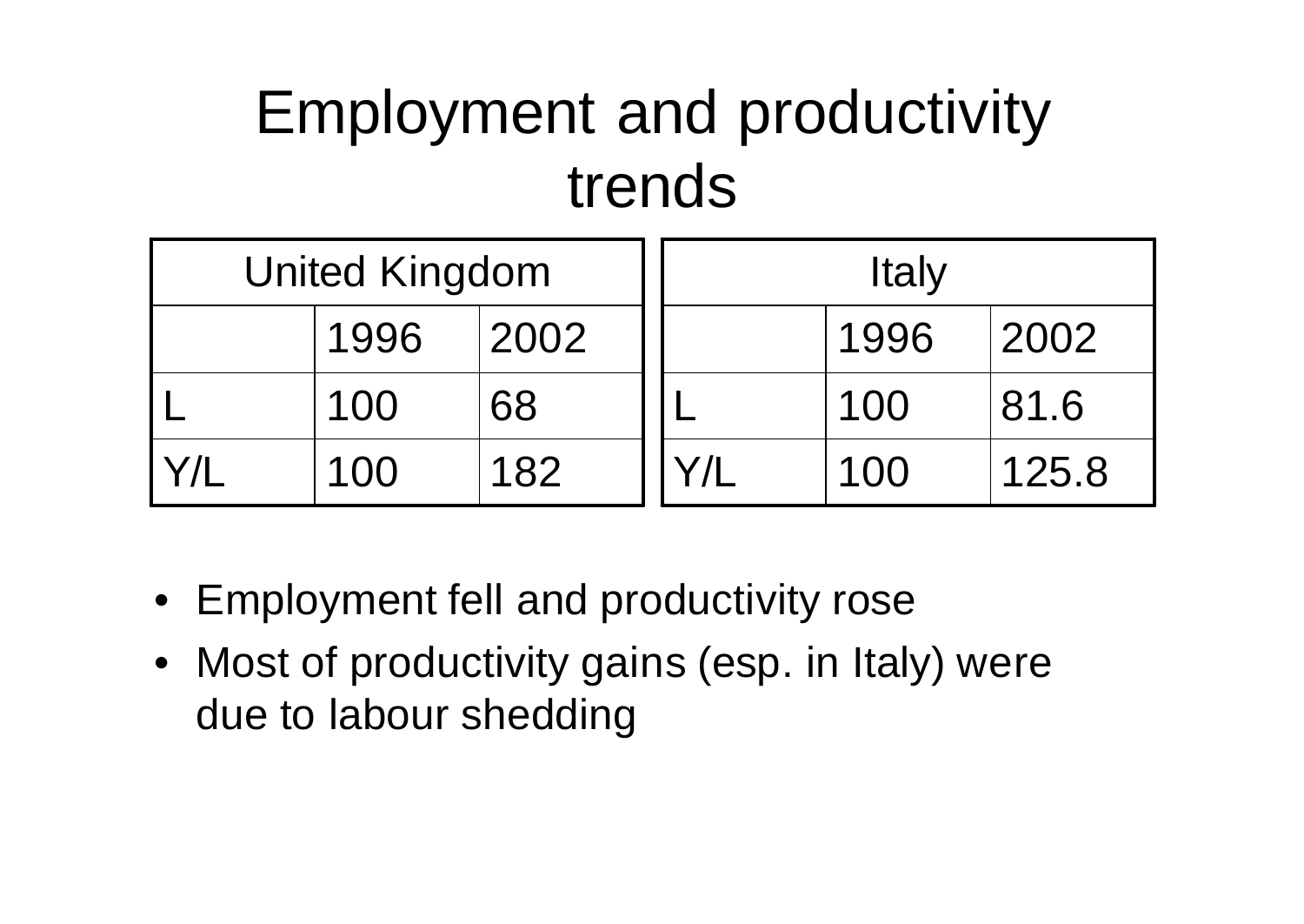# Employment and productivity trends

| United Kingdom | | |
|---|---|---|
| | 1996 | 2002 |
| L | 100 | 68 |
| Y/L | 100 | 182 |

| Italy | | |
|---|---|---|
| | 1996 | 2002 |
| L | 100 | 81.6 |
| Y/L | 100 | 125.8 |

- Employment fell and productivity rose
- Most of productivity gains (esp. in Italy) were due to labour shedding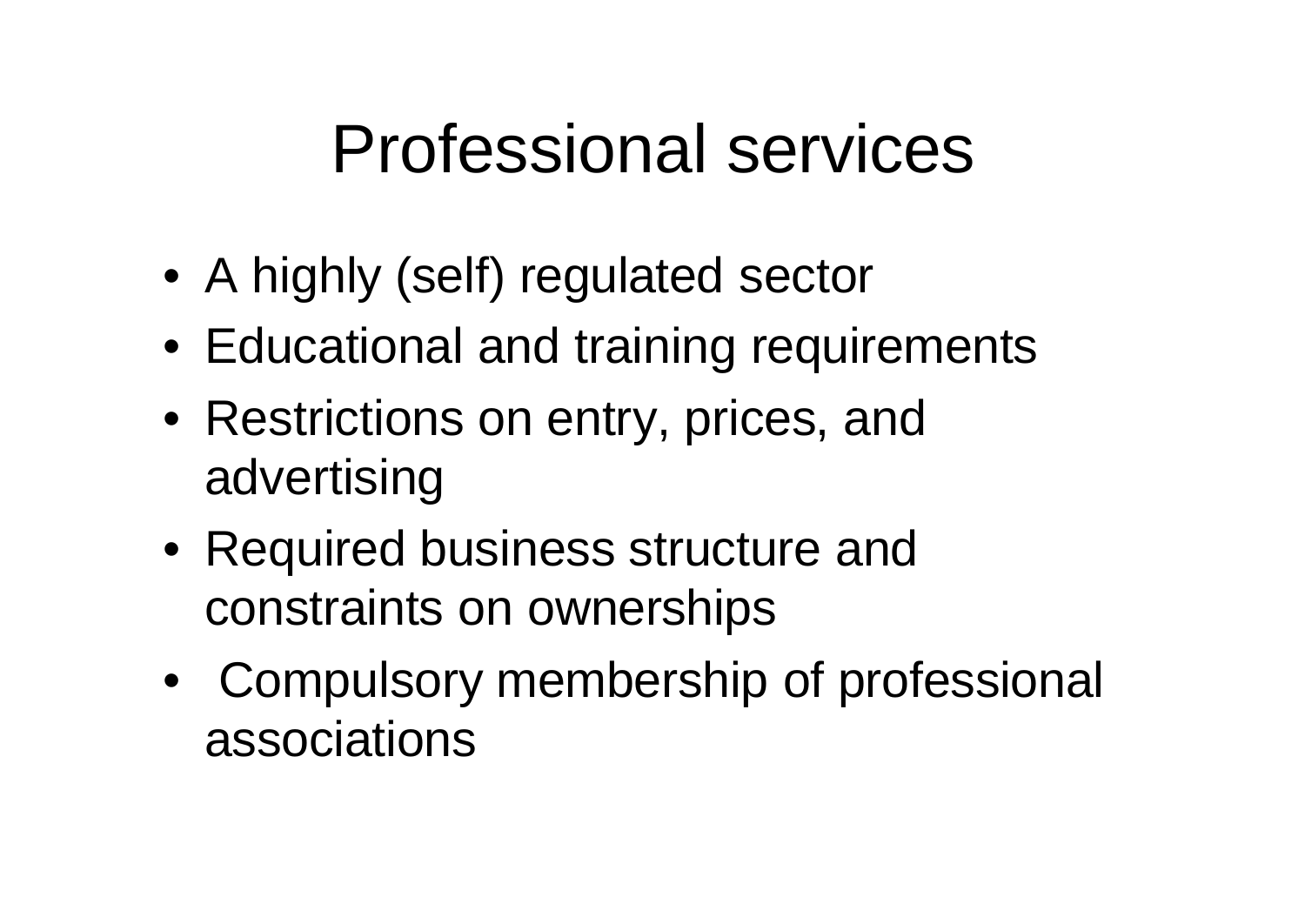# Professional services

- A highly (self) regulated sector
- Educational and training requirements
- Restrictions on entry, prices, and advertising
- Required business structure and constraints on ownerships
- Compulsory membership of professional associations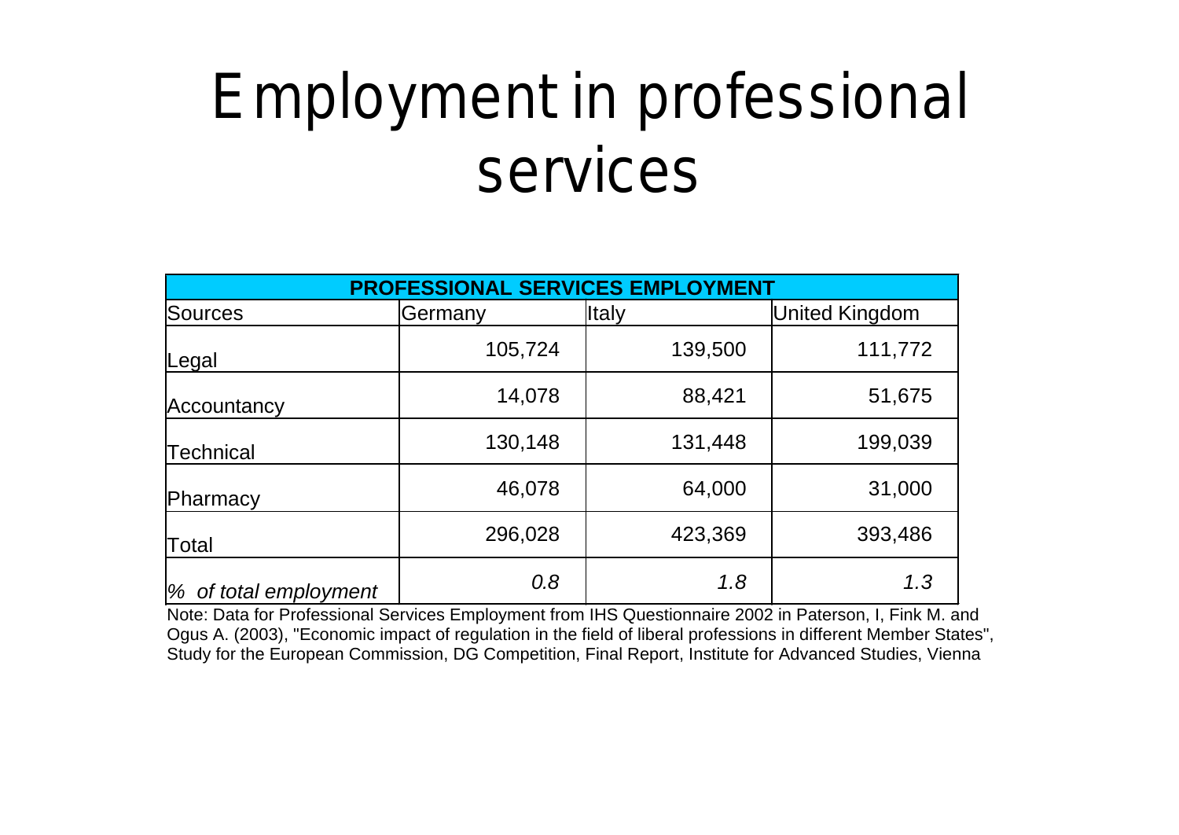# Employment in professional services

| PROFESSIONAL SERVICES EMPLOYMENT | | | |
|---|---|---|---|
| Sources | Germany | Italy | United Kingdom |
| Legal | 105,724 | 139,500 | 111,772 |
| Accountancy | 14,078 | 88,421 | 51,675 |
| Technical | 130,148 | 131,448 | 199,039 |
| Pharmacy | 46,078 | 64,000 | 31,000 |
| Total | 296,028 | 423,369 | 393,486 |
| *% of total employment* | *0.8* | *1.8* | *1.3* |

Note: Data for Professional Services Employment from IHS Questionnaire 2002 in Paterson, I, Fink M. and Ogus A. (2003), "Economic impact of regulation in the field of liberal professions in different Member States", Study for the European Commission, DG Competition, Final Report, Institute for Advanced Studies, Vienna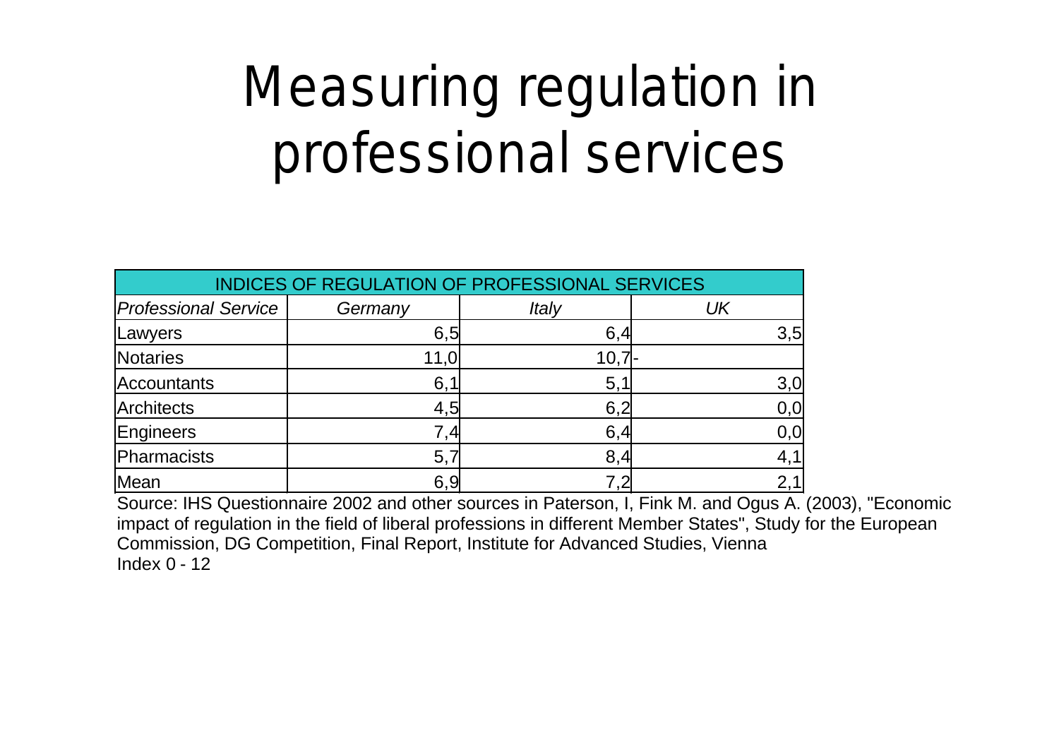# Measuring regulation in professional services

| INDICES OF REGULATION OF PROFESSIONAL SERVICES | | | |
|---|---|---|---|
| *Professional Service* | *Germany* | *Italy* | *UK* |
| Lawyers | 6,5 | 6,4 | 3,5 |
| Notaries | 11,0 | 10,7 | - |
| Accountants | 6,1 | 5,1 | 3,0 |
| Architects | 4,5 | 6,2 | 0,0 |
| Engineers | 7,4 | 6,4 | 0,0 |
| Pharmacists | 5,7 | 8,4 | 4,1 |
| Mean | 6,9 | 7,2 | 2,1 |

Source: IHS Questionnaire 2002 and other sources in Paterson, I, Fink M. and Ogus A. (2003), "Economic impact of regulation in the field of liberal professions in different Member States", Study for the European Commission, DG Competition, Final Report, Institute for Advanced Studies, Vienna

Index 0 - 12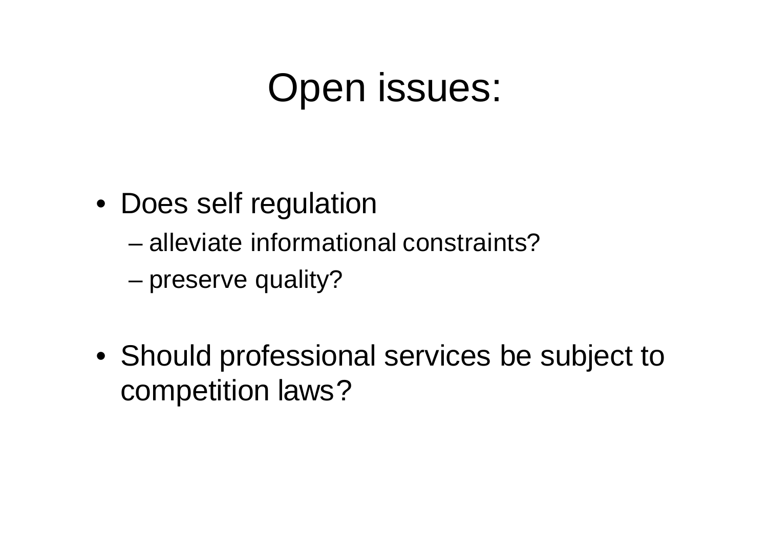# Open issues:

- Does self regulation
  - alleviate informational constraints?
  - preserve quality?
- Should professional services be subject to competition laws?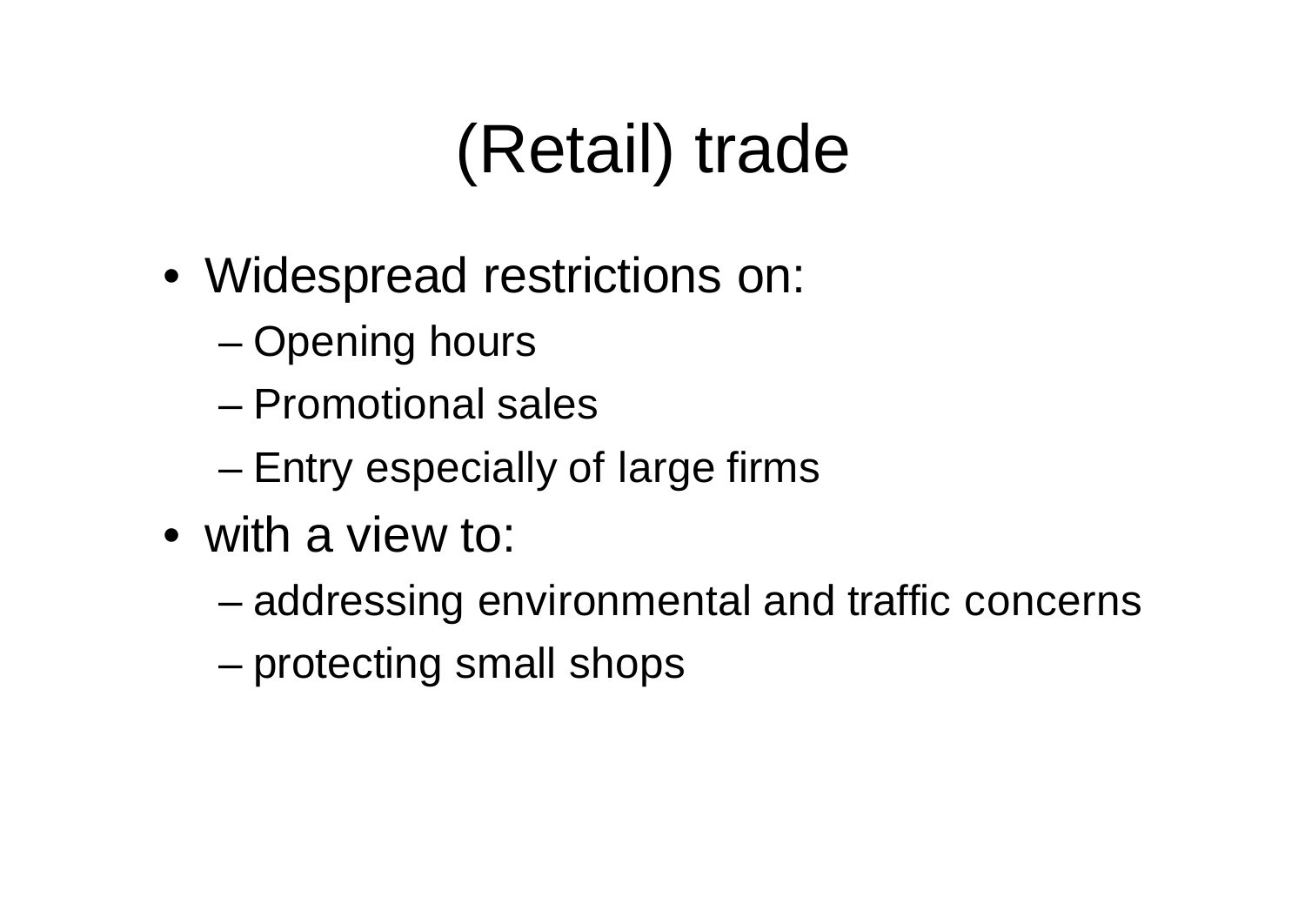# (Retail) trade

- Widespread restrictions on:
  - Opening hours
  - Promotional sales
  - Entry especially of large firms
- with a view to:
  - addressing environmental and traffic concerns
  - protecting small shops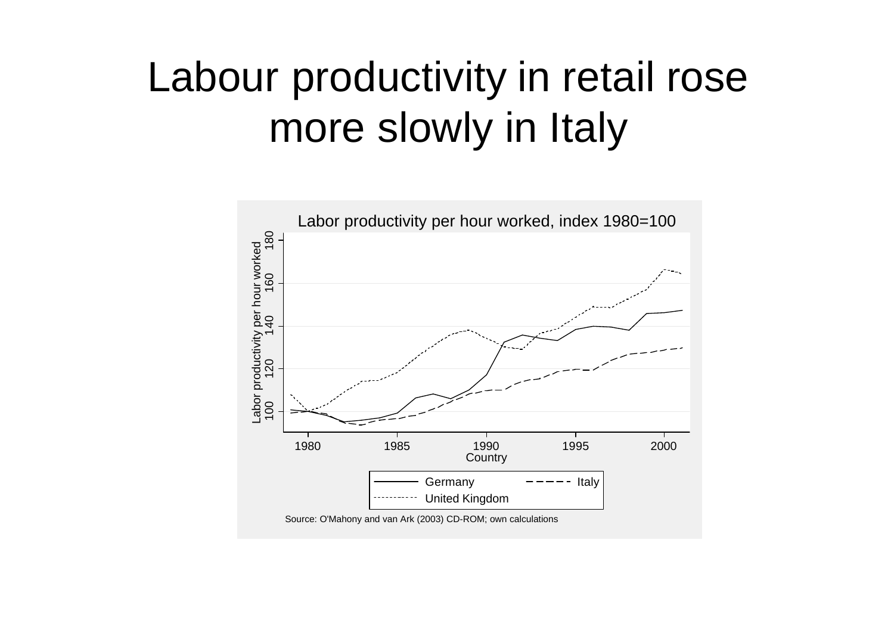# Labour productivity in retail rose more slowly in Italy

Labor productivity per hour worked, index 1980=100

Labor productivity per hour worked

180
160
140
120
100

1980
1985
1990
1995
2000

Country

Germany
Italy
United Kingdom

Source: O'Mahony and van Ark (2003) CD-ROM; own calculations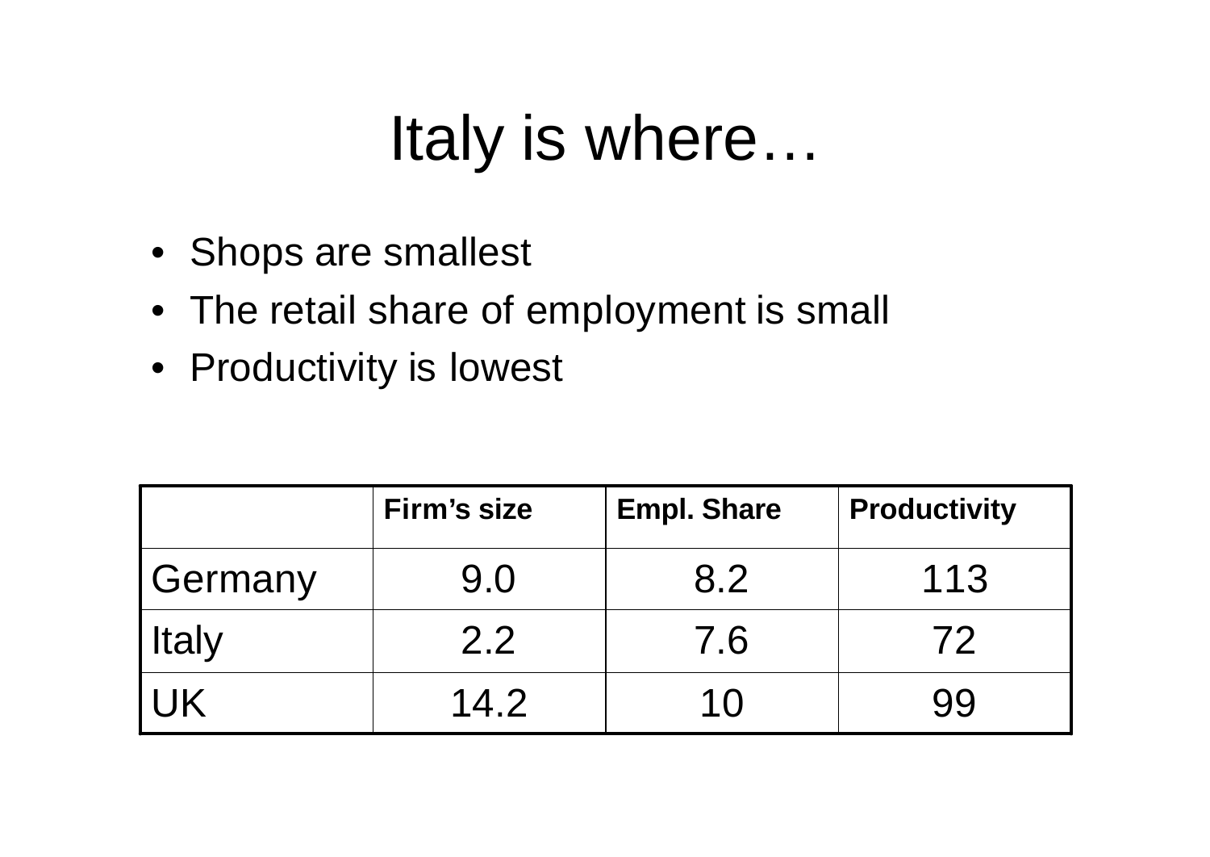# Italy is where…

- Shops are smallest
- The retail share of employment is small
- Productivity is lowest

| | **Firm's size** | **Empl. Share** | **Productivity** |
|---|---|---|---|
| Germany | 9.0 | 8.2 | 113 |
| Italy | 2.2 | 7.6 | 72 |
| UK | 14.2 | 10 | 99 |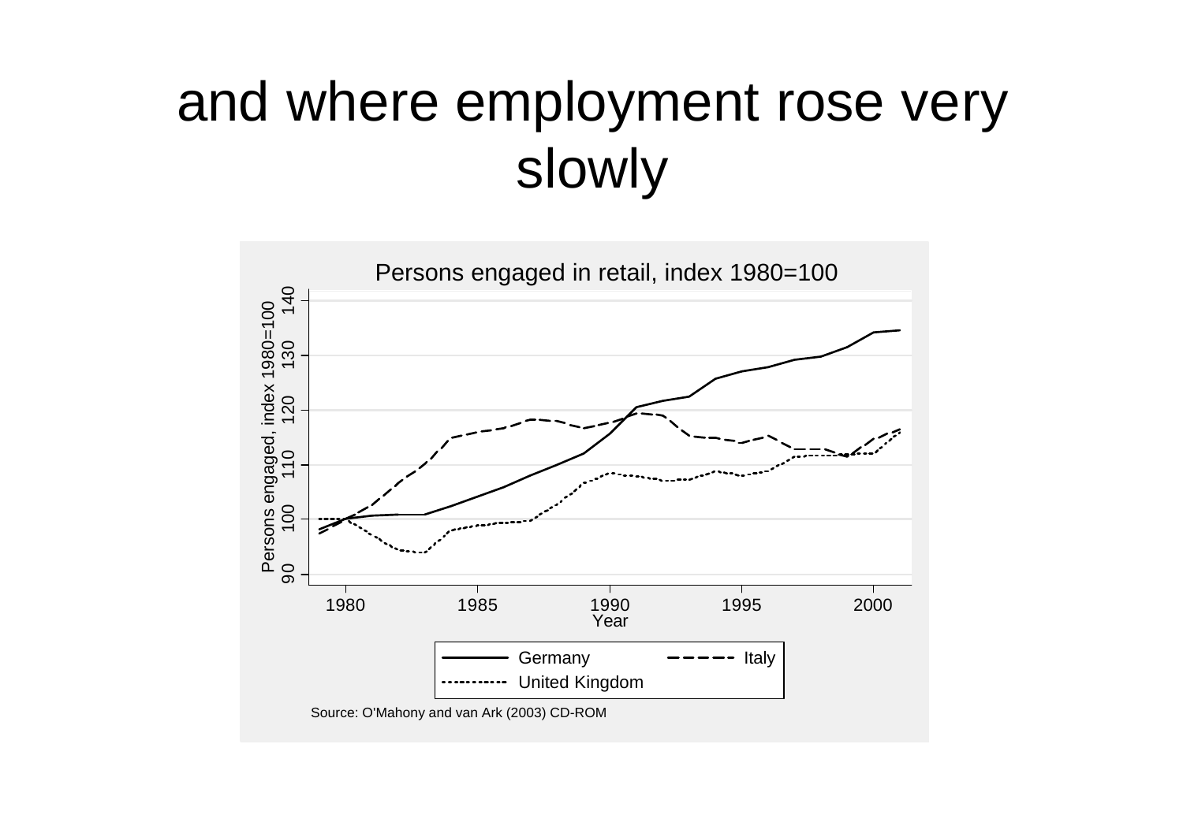# and where employment rose very slowly

Persons engaged in retail, index 1980=100

Persons engaged, index 1980=100

140
130
120
110
100
90

1980
1985
1990
1995
2000

Year

Germany
Italy
United Kingdom

Source: O'Mahony and van Ark (2003) CD-ROM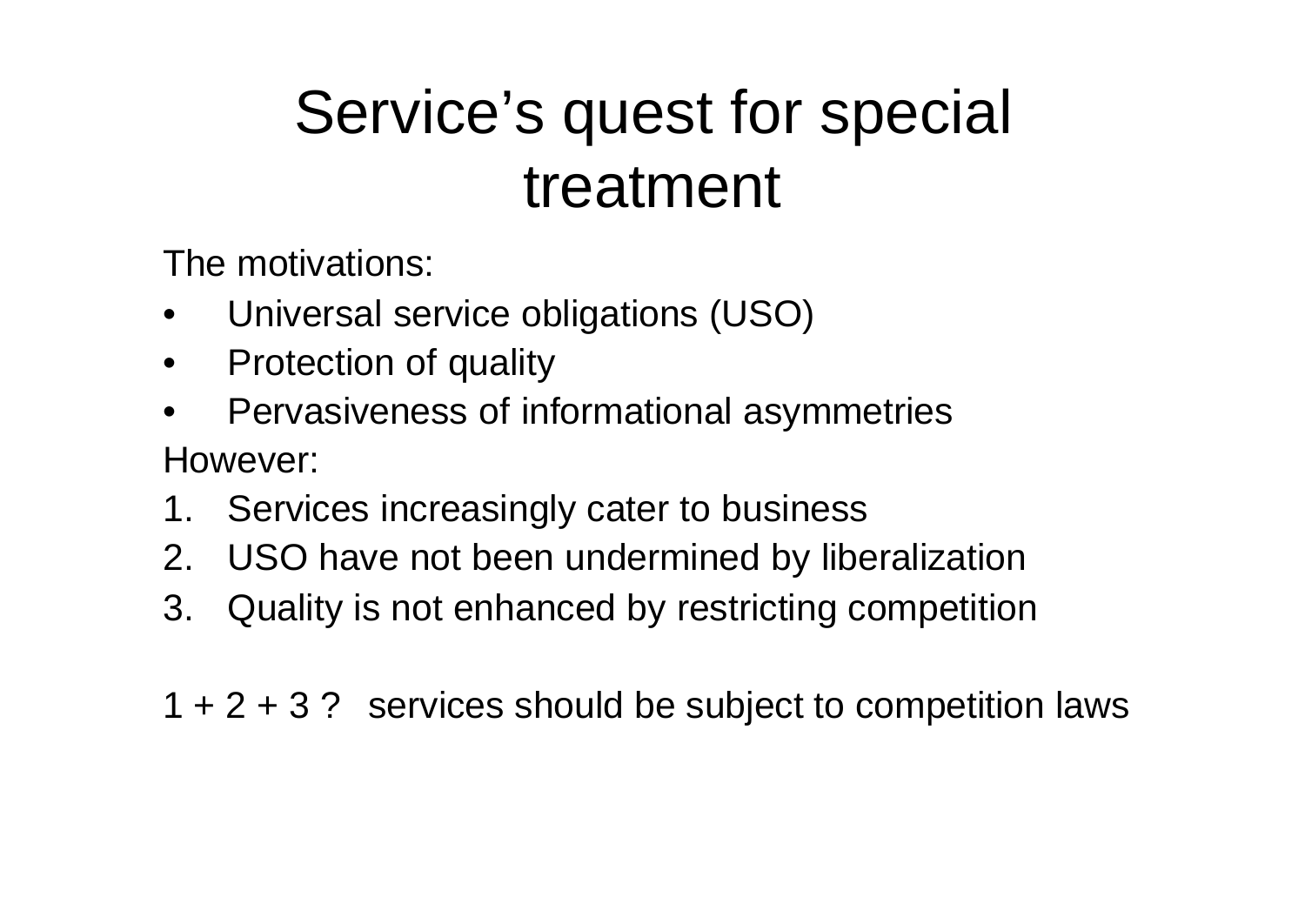# Service's quest for special treatment

The motivations:

- Universal service obligations (USO)
- Protection of quality
- Pervasiveness of informational asymmetries

However:

1. Services increasingly cater to business
2. USO have not been undermined by liberalization
3. Quality is not enhanced by restricting competition

1 + 2 + 3 ? services should be subject to competition laws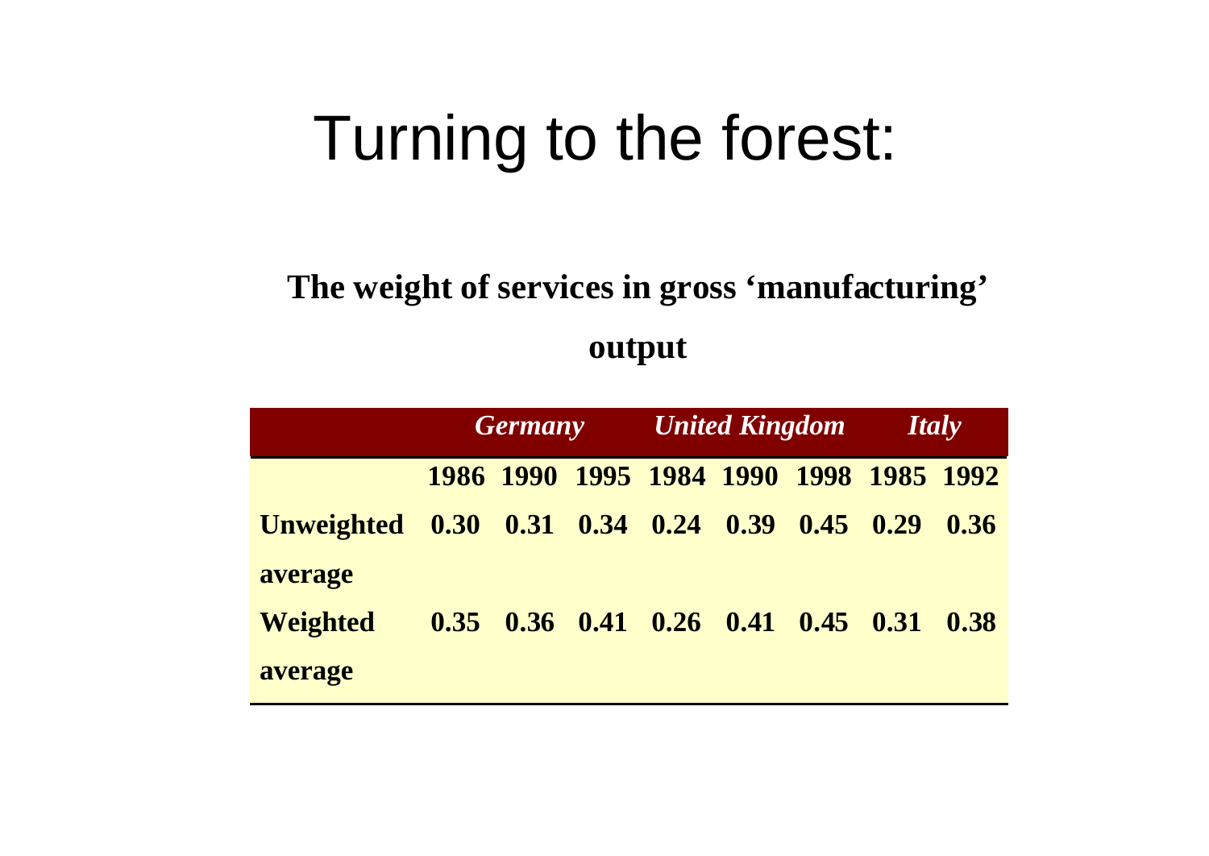# Turning to the forest:

**The weight of services in gross 'manufacturing' output**

| | *Germany* | | | *United Kingdom* | | | *Italy* | |
|---|---|---|---|---|---|---|---|---|
| | **1986** | **1990** | **1995** | **1984** | **1990** | **1998** | **1985** | **1992** |
| **Unweighted average** | **0.30** | **0.31** | **0.34** | **0.24** | **0.39** | **0.45** | **0.29** | **0.36** |
| **Weighted average** | **0.35** | **0.36** | **0.41** | **0.26** | **0.41** | **0.45** | **0.31** | **0.38** |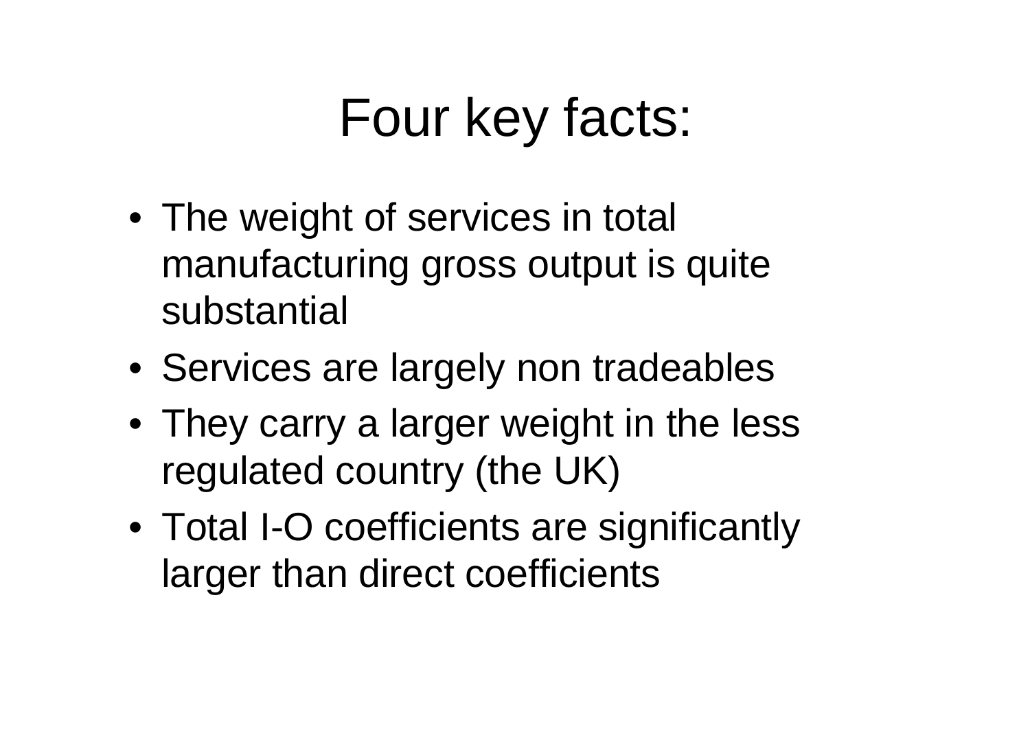# Four key facts:

- The weight of services in total manufacturing gross output is quite substantial
- Services are largely non tradeables
- They carry a larger weight in the less regulated country (the UK)
- Total I-O coefficients are significantly larger than direct coefficients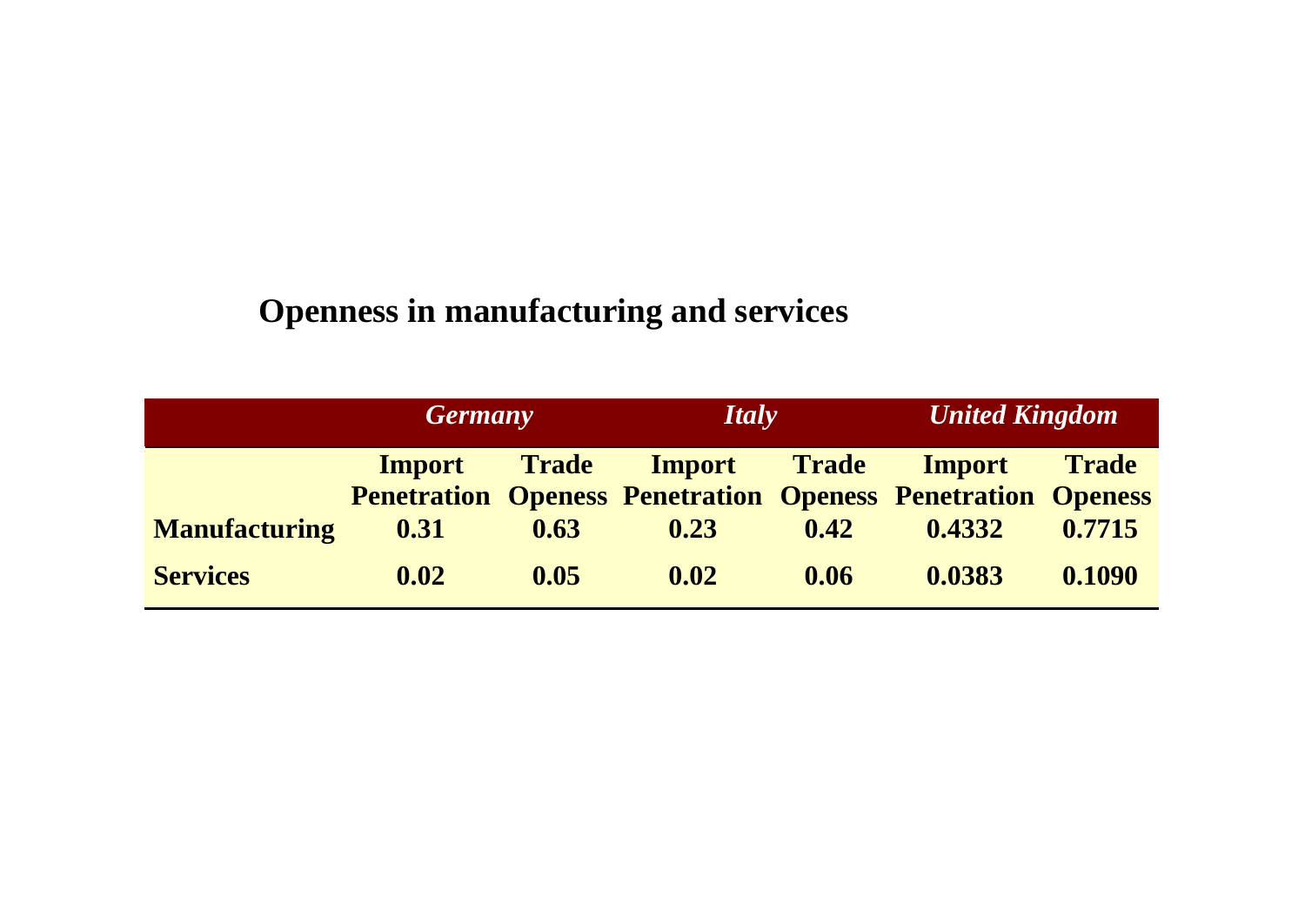## Openness in manufacturing and services

| | *Germany* | | *Italy* | | *United Kingdom* | |
|---|---|---|---|---|---|---|
| | **Import Penetration** | **Trade Openess** | **Import Penetration** | **Trade Openess** | **Import Penetration** | **Trade Openess** |
| **Manufacturing** | **0.31** | **0.63** | **0.23** | **0.42** | **0.4332** | **0.7715** |
| **Services** | **0.02** | **0.05** | **0.02** | **0.06** | **0.0383** | **0.1090** |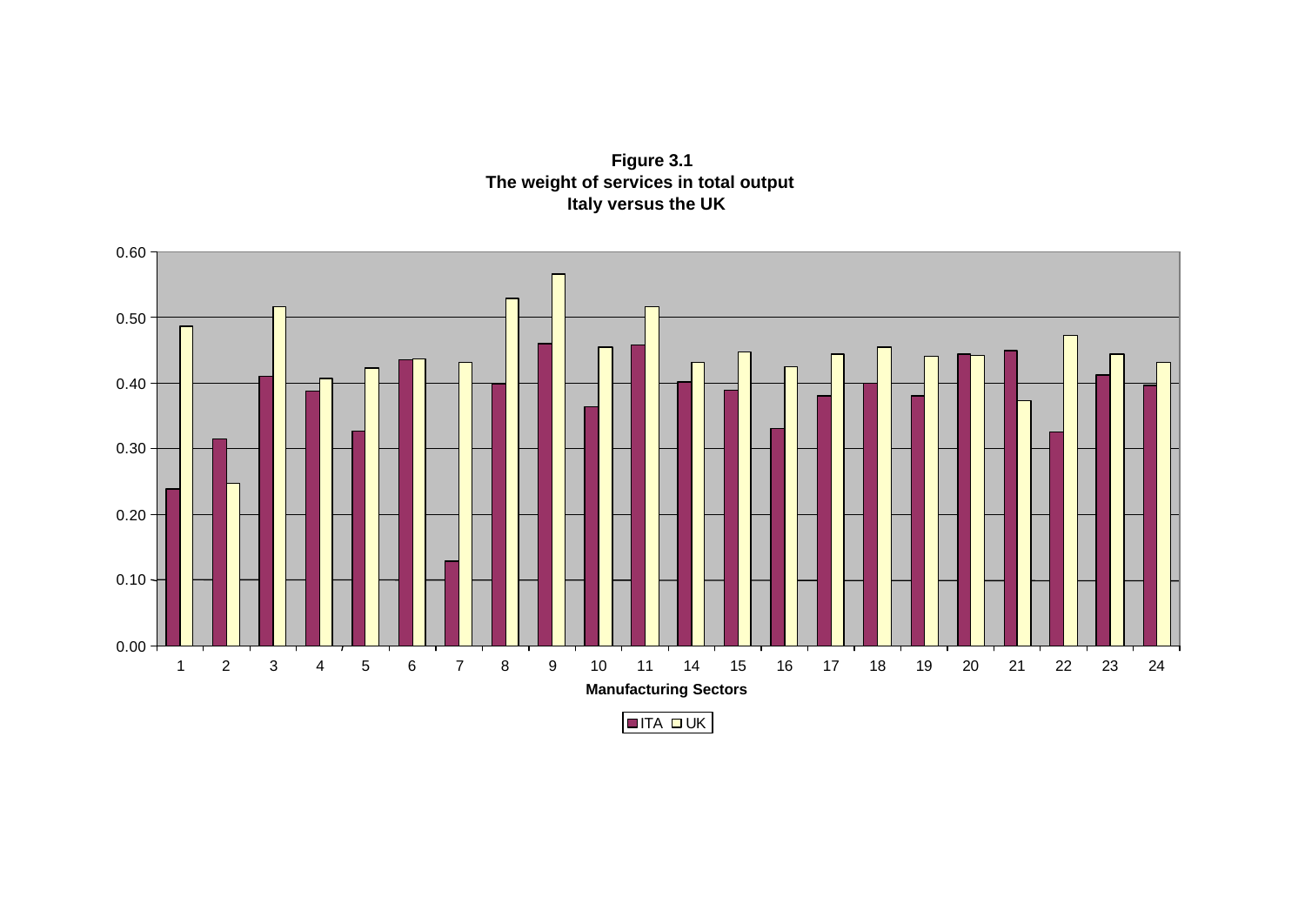**Figure 3.1**
**The weight of services in total output**
**Italy versus the UK**

0.60
0.50
0.40
0.30
0.20
0.10
0.00

1 2 3 4 5 6 7 8 9 10 11 14 15 16 17 18 19 20 21 22 23 24

**Manufacturing Sectors**

ITA UK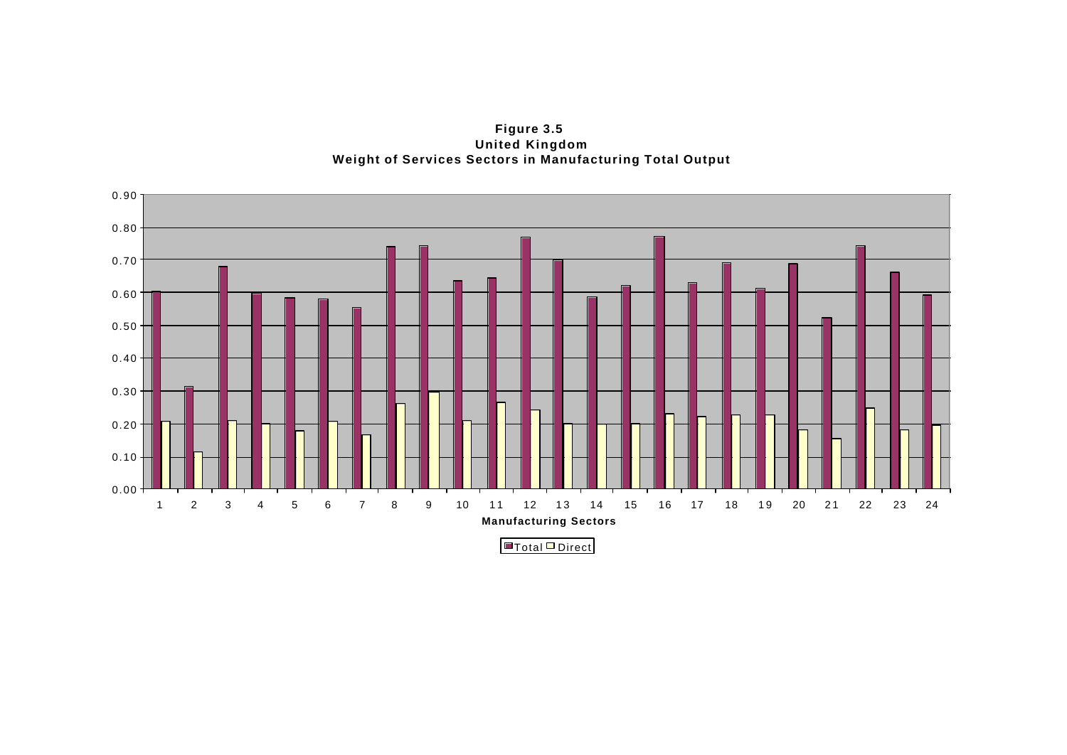**Figure 3.5**
**United Kingdom**
**Weight of Services Sectors in Manufacturing Total Output**

0.90
0.80
0.70
0.60
0.50
0.40
0.30
0.20
0.10
0.00

1 2 3 4 5 6 7 8 9 10 11 12 13 14 15 16 17 18 19 20 21 22 23 24

**Manufacturing Sectors**

Total Direct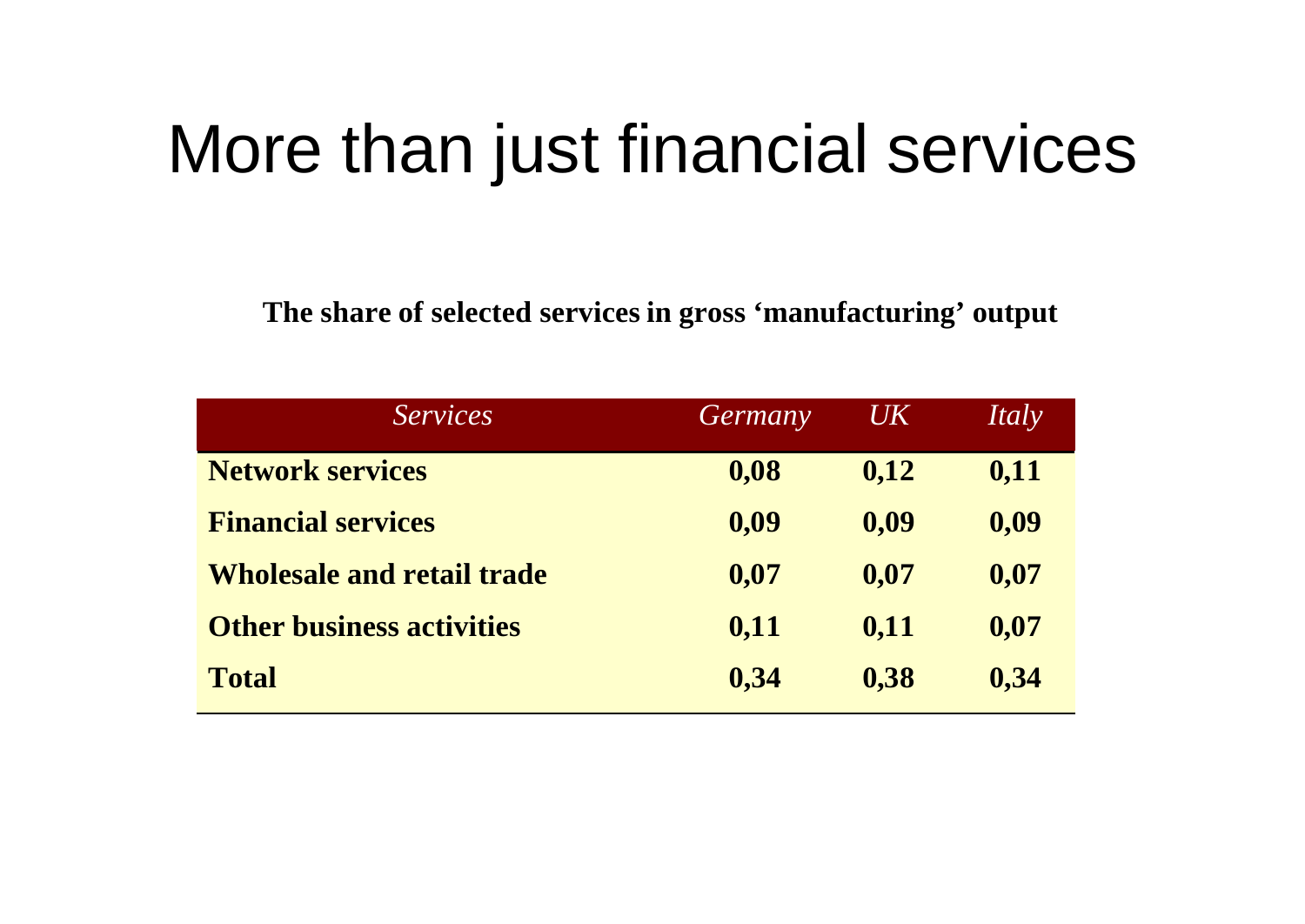# More than just financial services

**The share of selected services in gross ‘manufacturing’ output**

| *Services* | *Germany* | *UK* | *Italy* |
|---|---|---|---|
| **Network services** | **0,08** | **0,12** | **0,11** |
| **Financial services** | **0,09** | **0,09** | **0,09** |
| **Wholesale and retail trade** | **0,07** | **0,07** | **0,07** |
| **Other business activities** | **0,11** | **0,11** | **0,07** |
| **Total** | **0,34** | **0,38** | **0,34** |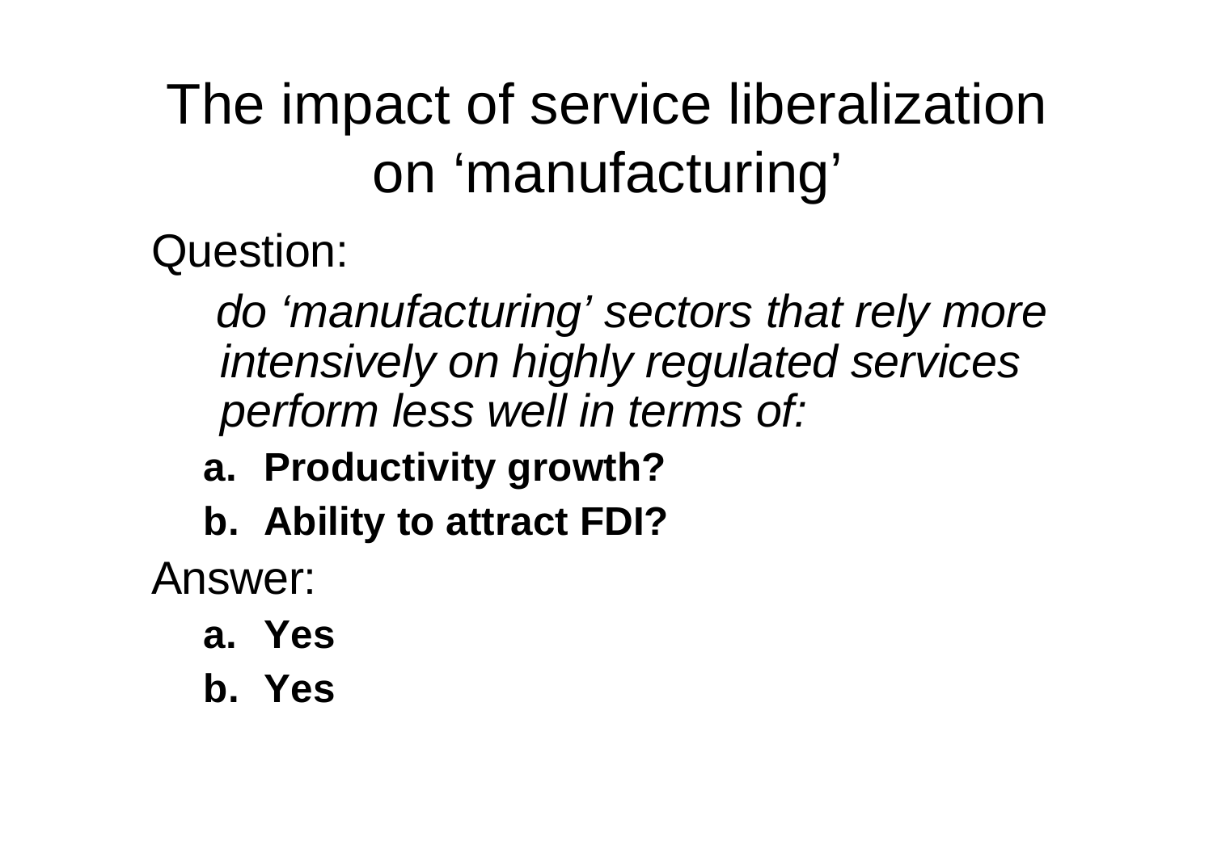# The impact of service liberalization on ‘manufacturing’

Question:

*do ‘manufacturing’ sectors that rely more intensively on highly regulated services perform less well in terms of:*

a. **Productivity growth?**
b. **Ability to attract FDI?**

Answer:

a. **Yes**
b. **Yes**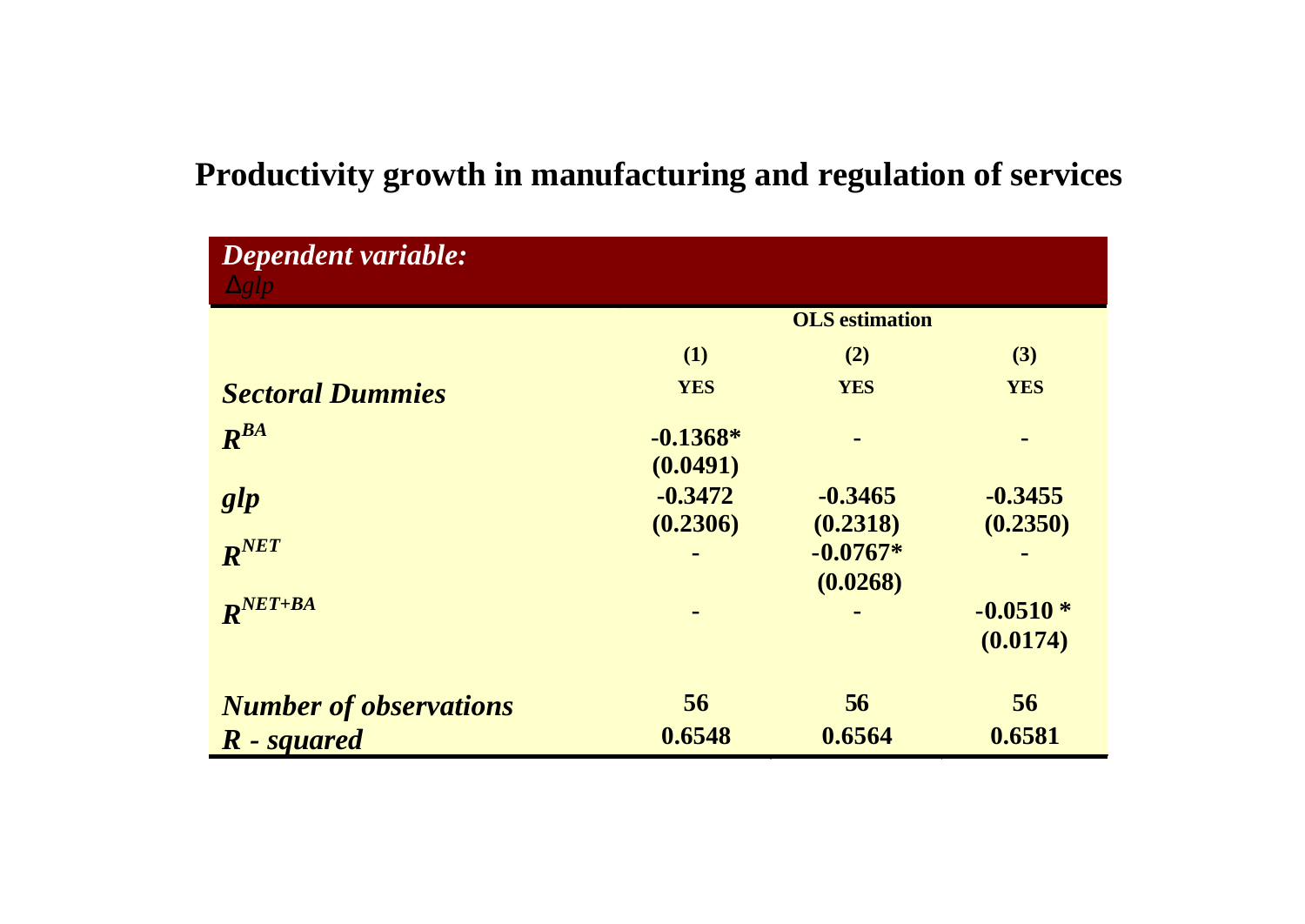# Productivity growth in manufacturing and regulation of services

| *Dependent variable:* $\Delta glp$ | | | |
|---|---|---|---|
| | **OLS estimation** | | |
| | **(1)** | **(2)** | **(3)** |
| ***Sectoral Dummies*** | **YES** | **YES** | **YES** |
| $R^{BA}$ | **-0.1368*** <br> **(0.0491)** | **-** | **-** |
| ***glp*** | **-0.3472** <br> **(0.2306)** | **-0.3465** <br> **(0.2318)** | **-0.3455** <br> **(0.2350)** |
| $R^{NET}$ | **-** | **-0.0767*** <br> **(0.0268)** | **-** |
| $R^{NET+BA}$ | **-** | **-** | **-0.0510 *** <br> **(0.0174)** |
| ***Number of observations*** | **56** | **56** | **56** |
| ***R - squared*** | **0.6548** | **0.6564** | **0.6581** |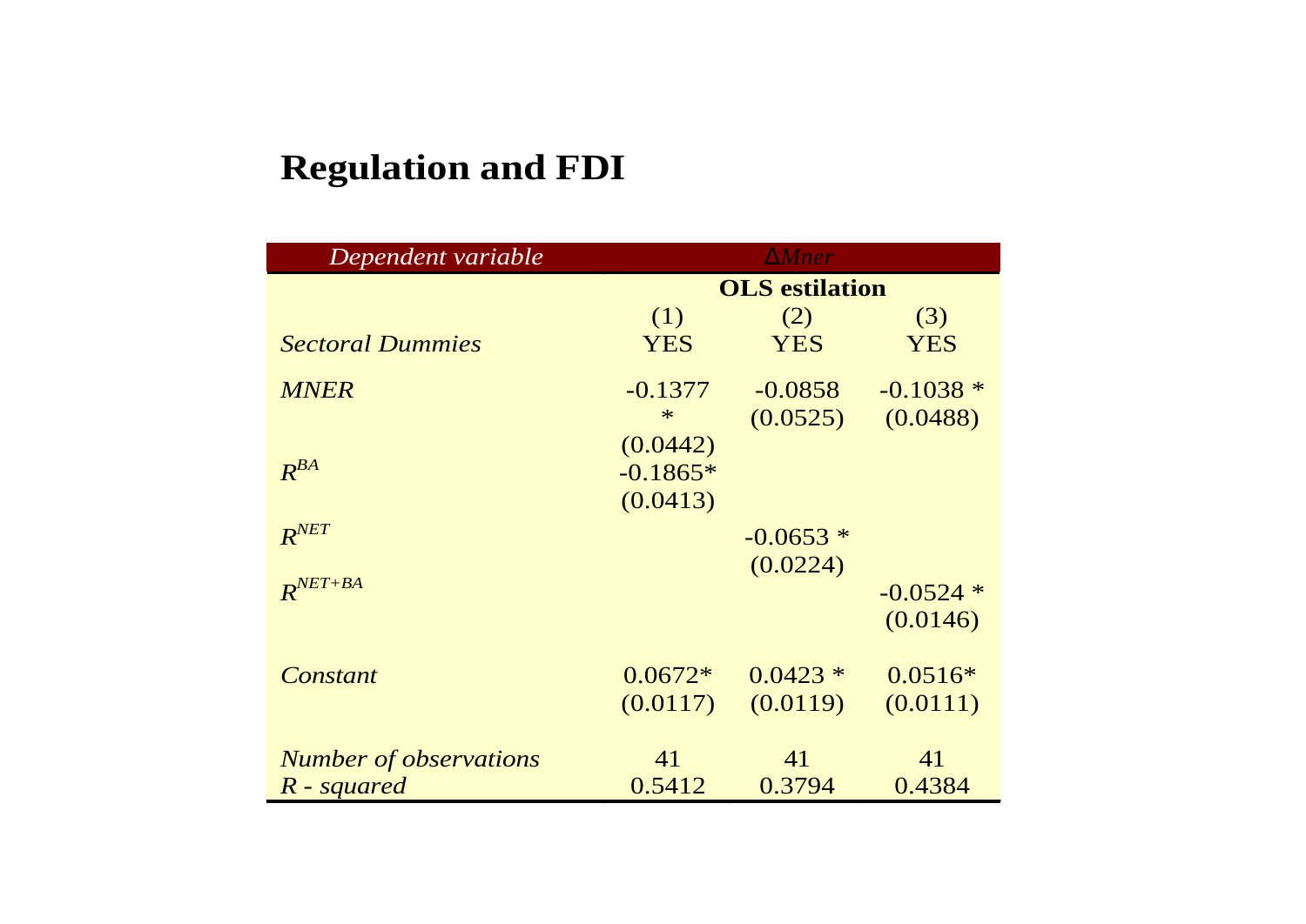# Regulation and FDI

| *Dependent variable* | $\Delta Mner$ | | |
|---|---|---|---|
| | **OLS estilation** | | |
| | (1) | (2) | (3) |
| *Sectoral Dummies* | YES | YES | YES |
| *MNER* | -0.1377 * | -0.0858 | -0.1038 * |
| | (0.0442) | (0.0525) | (0.0488) |
| $R^{BA}$ | -0.1865* | | |
| | (0.0413) | | |
| $R^{NET}$ | | -0.0653 * | |
| | | (0.0224) | |
| $R^{NET+BA}$ | | | -0.0524 * |
| | | | (0.0146) |
| *Constant* | 0.0672* | 0.0423 * | 0.0516* |
| | (0.0117) | (0.0119) | (0.0111) |
| *Number of observations* | 41 | 41 | 41 |
| *R - squared* | 0.5412 | 0.3794 | 0.4384 |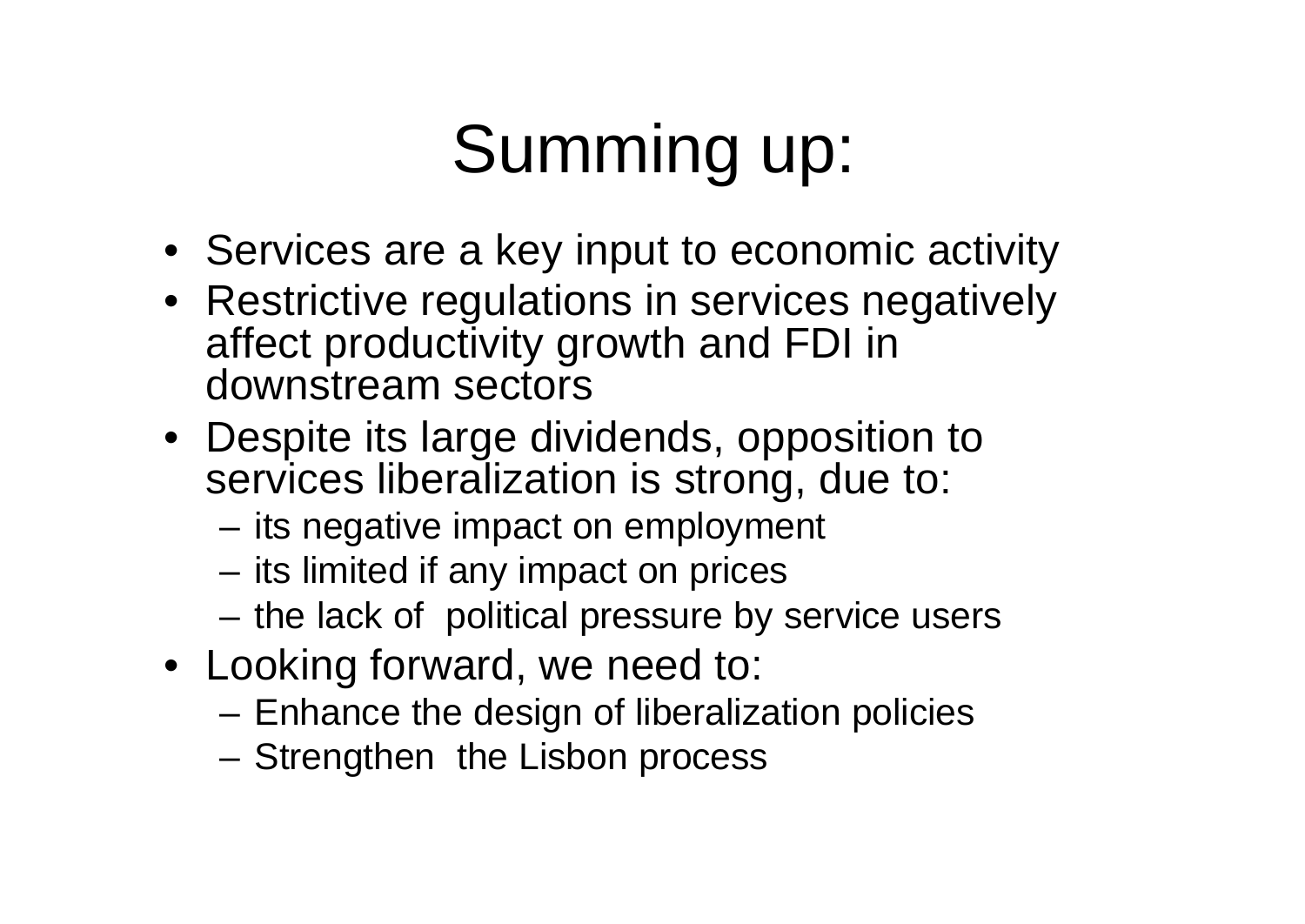# Summing up:

- Services are a key input to economic activity
- Restrictive regulations in services negatively affect productivity growth and FDI in downstream sectors
- Despite its large dividends, opposition to services liberalization is strong, due to:
  - its negative impact on employment
  - its limited if any impact on prices
  - the lack of political pressure by service users
- Looking forward, we need to:
  - Enhance the design of liberalization policies
  - Strengthen the Lisbon process